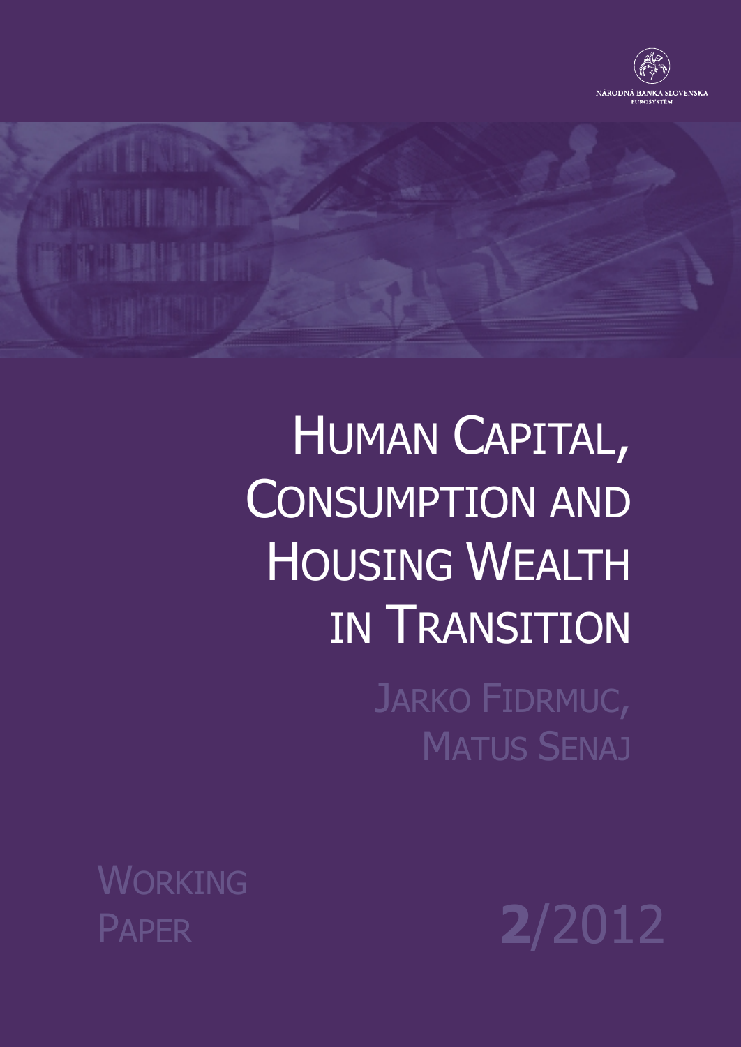NÁRODNÁ BANKA SLOVENSKA
EUROSYSTÉM

# Human Capital, Consumption and Housing Wealth in Transition

Jarko Fidrmuc,
Matus Senaj

Working Paper

2/2012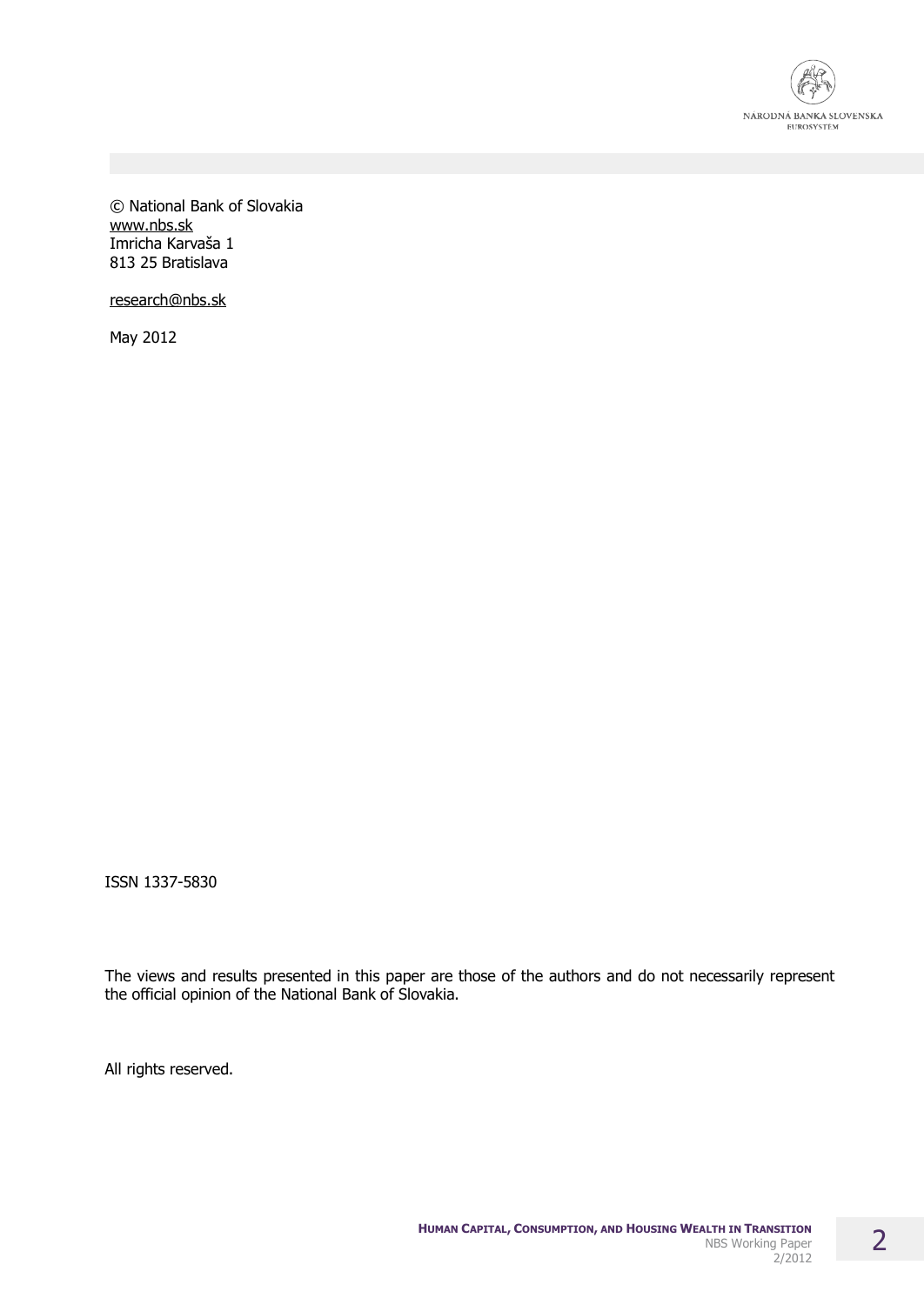© National Bank of Slovakia
www.nbs.sk
Imricha Karvaša 1
813 25 Bratislava

research@nbs.sk

May 2012

ISSN 1337-5830

The views and results presented in this paper are those of the authors and do not necessarily represent the official opinion of the National Bank of Slovakia.

All rights reserved.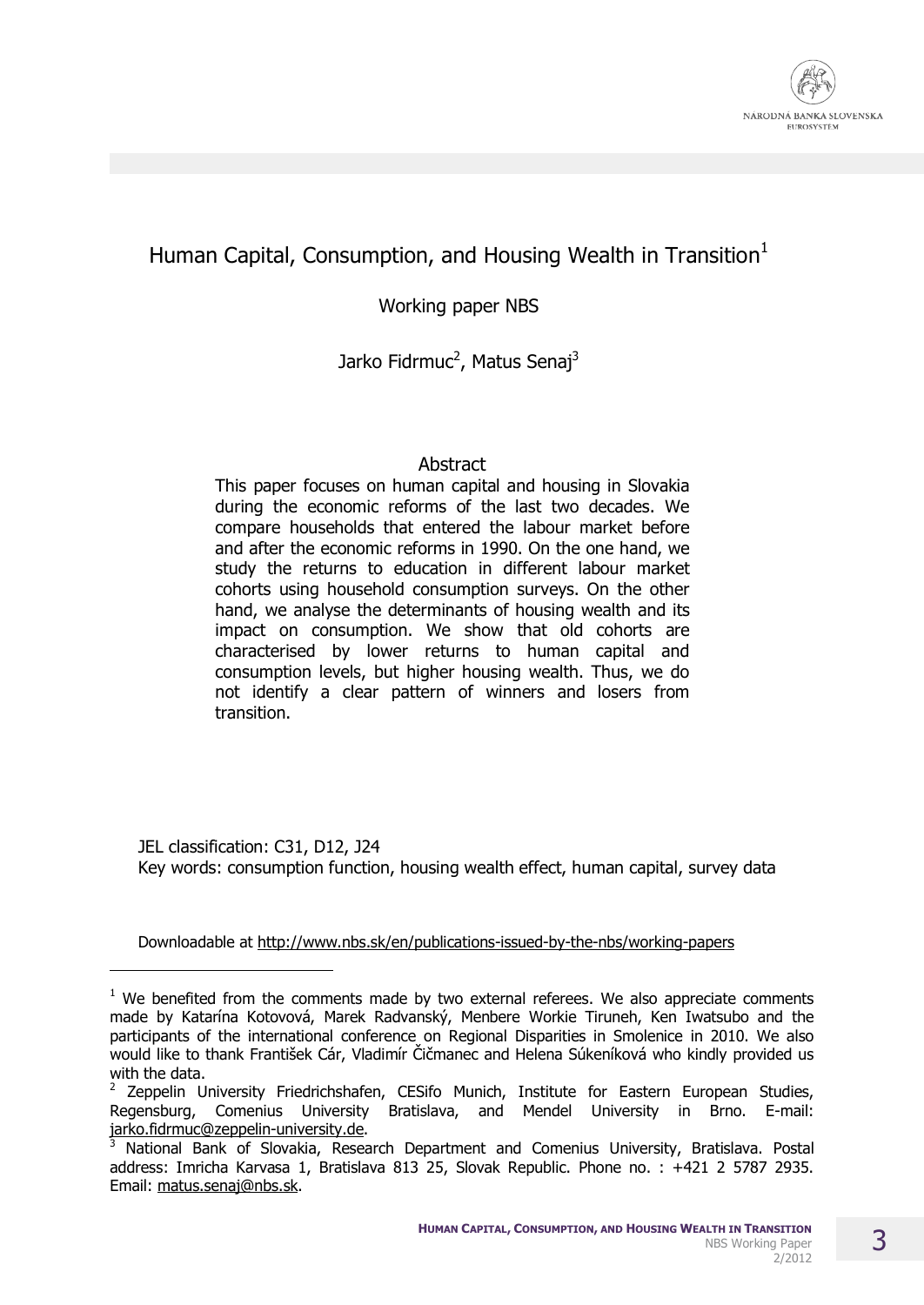# Human Capital, Consumption, and Housing Wealth in Transition[1]

Working paper NBS

Jarko Fidrmuc[2], Matus Senaj[3]

## Abstract

This paper focuses on human capital and housing in Slovakia during the economic reforms of the last two decades. We compare households that entered the labour market before and after the economic reforms in 1990. On the one hand, we study the returns to education in different labour market cohorts using household consumption surveys. On the other hand, we analyse the determinants of housing wealth and its impact on consumption. We show that old cohorts are characterised by lower returns to human capital and consumption levels, but higher housing wealth. Thus, we do not identify a clear pattern of winners and losers from transition.

JEL classification: C31, D12, J24

Key words: consumption function, housing wealth effect, human capital, survey data

Downloadable at http://www.nbs.sk/en/publications-issued-by-the-nbs/working-papers

---

[1] We benefited from the comments made by two external referees. We also appreciate comments made by Katarína Kotovová, Marek Radvanský, Menbere Workie Tiruneh, Ken Iwatsubo and the participants of the international conference on Regional Disparities in Smolenice in 2010. We also would like to thank František Cár, Vladimír Čičmanec and Helena Súkeníková who kindly provided us with the data.

[2] Zeppelin University Friedrichshafen, CESifo Munich, Institute for Eastern European Studies, Regensburg, Comenius University Bratislava, and Mendel University in Brno. E-mail: jarko.fidrmuc@zeppelin-university.de.

[3] National Bank of Slovakia, Research Department and Comenius University, Bratislava. Postal address: Imricha Karvasa 1, Bratislava 813 25, Slovak Republic. Phone no. : +421 2 5787 2935. Email: matus.senaj@nbs.sk.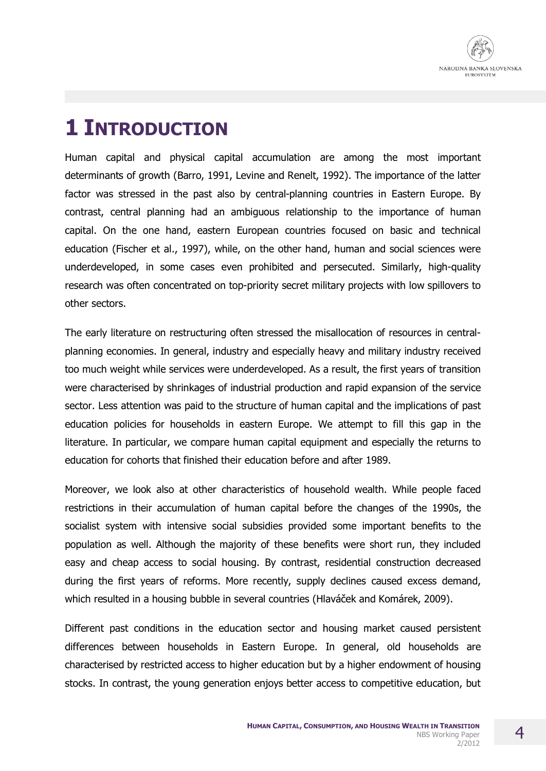# 1 INTRODUCTION

Human capital and physical capital accumulation are among the most important determinants of growth (Barro, 1991, Levine and Renelt, 1992). The importance of the latter factor was stressed in the past also by central-planning countries in Eastern Europe. By contrast, central planning had an ambiguous relationship to the importance of human capital. On the one hand, eastern European countries focused on basic and technical education (Fischer et al., 1997), while, on the other hand, human and social sciences were underdeveloped, in some cases even prohibited and persecuted. Similarly, high-quality research was often concentrated on top-priority secret military projects with low spillovers to other sectors.

The early literature on restructuring often stressed the misallocation of resources in central-planning economies. In general, industry and especially heavy and military industry received too much weight while services were underdeveloped. As a result, the first years of transition were characterised by shrinkages of industrial production and rapid expansion of the service sector. Less attention was paid to the structure of human capital and the implications of past education policies for households in eastern Europe. We attempt to fill this gap in the literature. In particular, we compare human capital equipment and especially the returns to education for cohorts that finished their education before and after 1989.

Moreover, we look also at other characteristics of household wealth. While people faced restrictions in their accumulation of human capital before the changes of the 1990s, the socialist system with intensive social subsidies provided some important benefits to the population as well. Although the majority of these benefits were short run, they included easy and cheap access to social housing. By contrast, residential construction decreased during the first years of reforms. More recently, supply declines caused excess demand, which resulted in a housing bubble in several countries (Hlaváček and Komárek, 2009).

Different past conditions in the education sector and housing market caused persistent differences between households in Eastern Europe. In general, old households are characterised by restricted access to higher education but by a higher endowment of housing stocks. In contrast, the young generation enjoys better access to competitive education, but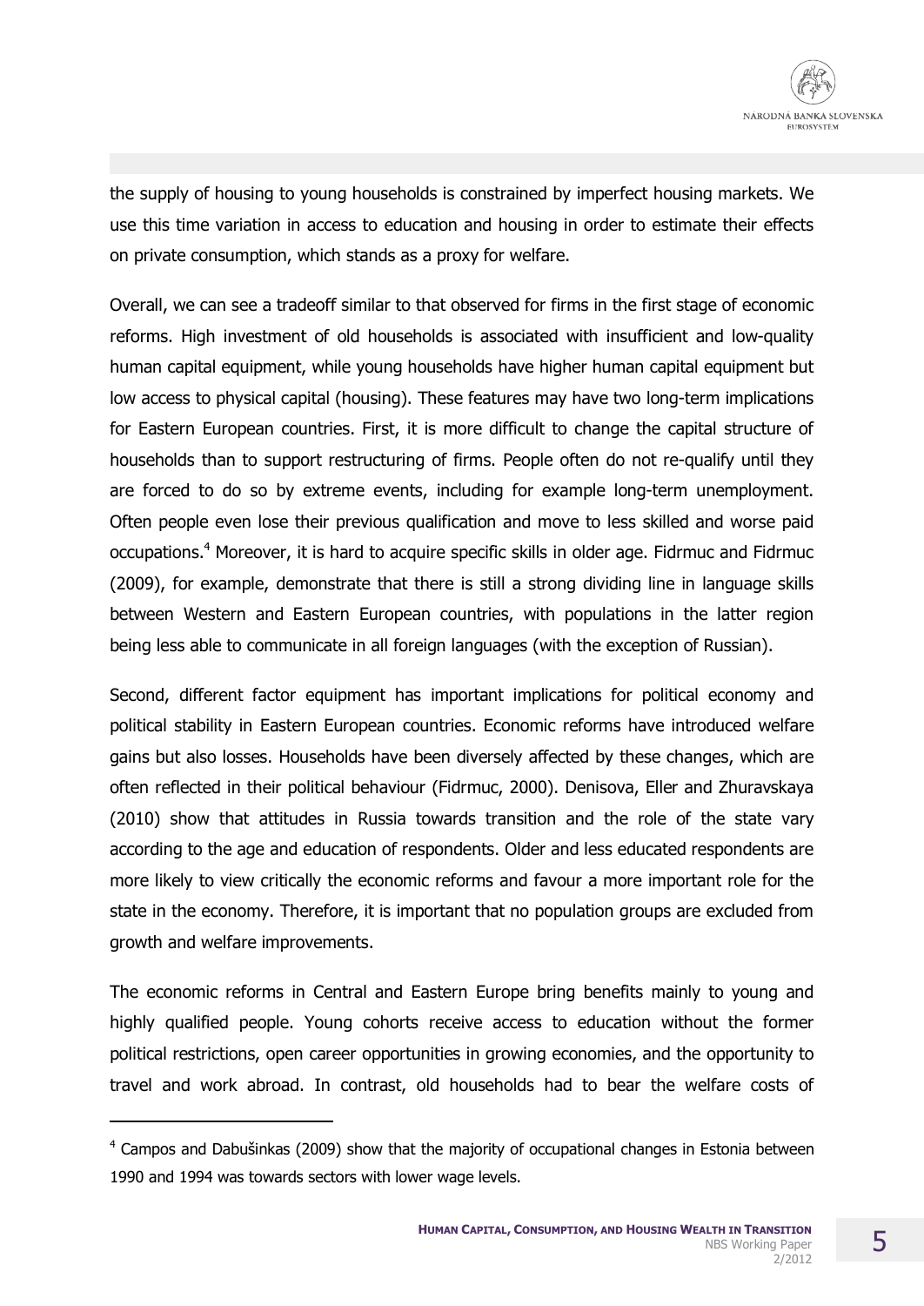the supply of housing to young households is constrained by imperfect housing markets. We use this time variation in access to education and housing in order to estimate their effects on private consumption, which stands as a proxy for welfare.

Overall, we can see a tradeoff similar to that observed for firms in the first stage of economic reforms. High investment of old households is associated with insufficient and low-quality human capital equipment, while young households have higher human capital equipment but low access to physical capital (housing). These features may have two long-term implications for Eastern European countries. First, it is more difficult to change the capital structure of households than to support restructuring of firms. People often do not re-qualify until they are forced to do so by extreme events, including for example long-term unemployment. Often people even lose their previous qualification and move to less skilled and worse paid occupations.[4] Moreover, it is hard to acquire specific skills in older age. Fidrmuc and Fidrmuc (2009), for example, demonstrate that there is still a strong dividing line in language skills between Western and Eastern European countries, with populations in the latter region being less able to communicate in all foreign languages (with the exception of Russian).

Second, different factor equipment has important implications for political economy and political stability in Eastern European countries. Economic reforms have introduced welfare gains but also losses. Households have been diversely affected by these changes, which are often reflected in their political behaviour (Fidrmuc, 2000). Denisova, Eller and Zhuravskaya (2010) show that attitudes in Russia towards transition and the role of the state vary according to the age and education of respondents. Older and less educated respondents are more likely to view critically the economic reforms and favour a more important role for the state in the economy. Therefore, it is important that no population groups are excluded from growth and welfare improvements.

The economic reforms in Central and Eastern Europe bring benefits mainly to young and highly qualified people. Young cohorts receive access to education without the former political restrictions, open career opportunities in growing economies, and the opportunity to travel and work abroad. In contrast, old households had to bear the welfare costs of

---

[4] Campos and Dabušinkas (2009) show that the majority of occupational changes in Estonia between 1990 and 1994 was towards sectors with lower wage levels.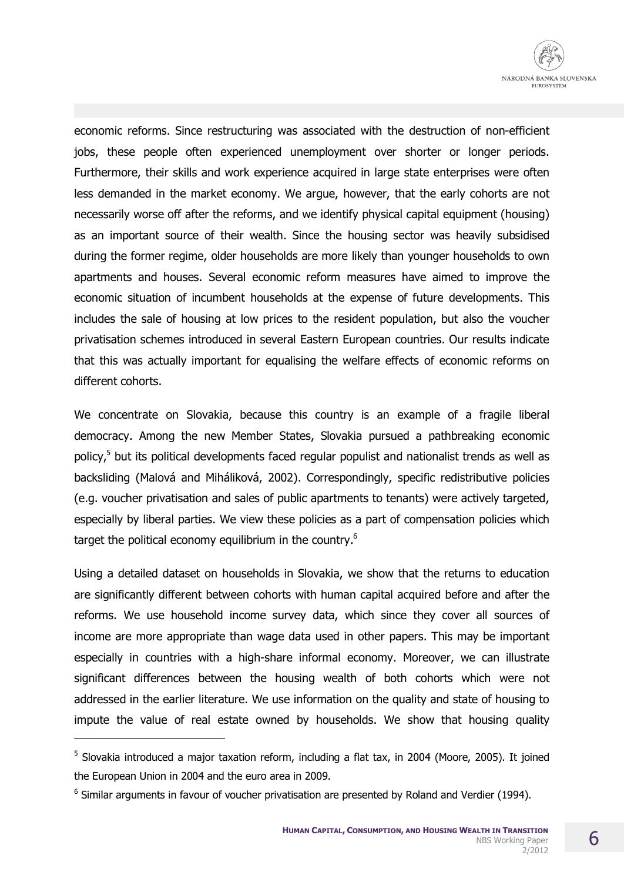economic reforms. Since restructuring was associated with the destruction of non-efficient jobs, these people often experienced unemployment over shorter or longer periods. Furthermore, their skills and work experience acquired in large state enterprises were often less demanded in the market economy. We argue, however, that the early cohorts are not necessarily worse off after the reforms, and we identify physical capital equipment (housing) as an important source of their wealth. Since the housing sector was heavily subsidised during the former regime, older households are more likely than younger households to own apartments and houses. Several economic reform measures have aimed to improve the economic situation of incumbent households at the expense of future developments. This includes the sale of housing at low prices to the resident population, but also the voucher privatisation schemes introduced in several Eastern European countries. Our results indicate that this was actually important for equalising the welfare effects of economic reforms on different cohorts.

We concentrate on Slovakia, because this country is an example of a fragile liberal democracy. Among the new Member States, Slovakia pursued a pathbreaking economic policy,[5] but its political developments faced regular populist and nationalist trends as well as backsliding (Malová and Miháliková, 2002). Correspondingly, specific redistributive policies (e.g. voucher privatisation and sales of public apartments to tenants) were actively targeted, especially by liberal parties. We view these policies as a part of compensation policies which target the political economy equilibrium in the country.[6]

Using a detailed dataset on households in Slovakia, we show that the returns to education are significantly different between cohorts with human capital acquired before and after the reforms. We use household income survey data, which since they cover all sources of income are more appropriate than wage data used in other papers. This may be important especially in countries with a high-share informal economy. Moreover, we can illustrate significant differences between the housing wealth of both cohorts which were not addressed in the earlier literature. We use information on the quality and state of housing to impute the value of real estate owned by households. We show that housing quality

---

[5] Slovakia introduced a major taxation reform, including a flat tax, in 2004 (Moore, 2005). It joined the European Union in 2004 and the euro area in 2009.

[6] Similar arguments in favour of voucher privatisation are presented by Roland and Verdier (1994).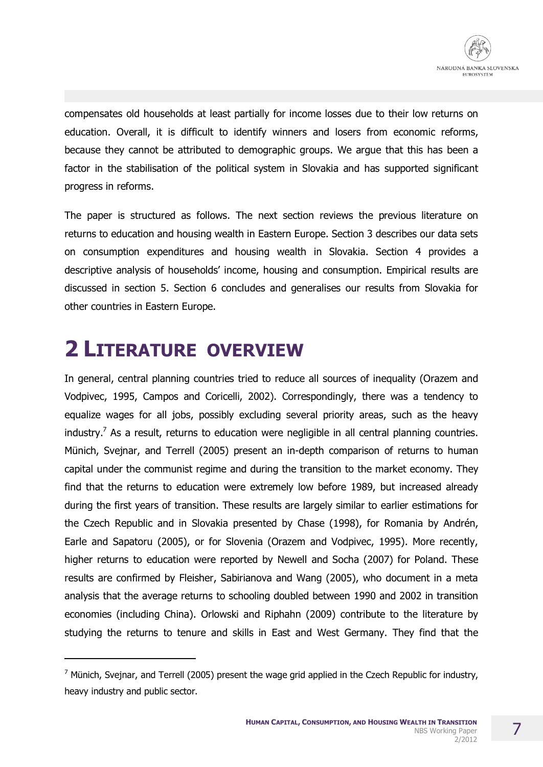compensates old households at least partially for income losses due to their low returns on education. Overall, it is difficult to identify winners and losers from economic reforms, because they cannot be attributed to demographic groups. We argue that this has been a factor in the stabilisation of the political system in Slovakia and has supported significant progress in reforms.

The paper is structured as follows. The next section reviews the previous literature on returns to education and housing wealth in Eastern Europe. Section 3 describes our data sets on consumption expenditures and housing wealth in Slovakia. Section 4 provides a descriptive analysis of households' income, housing and consumption. Empirical results are discussed in section 5. Section 6 concludes and generalises our results from Slovakia for other countries in Eastern Europe.

# 2 Literature overview

In general, central planning countries tried to reduce all sources of inequality (Orazem and Vodpivec, 1995, Campos and Coricelli, 2002). Correspondingly, there was a tendency to equalize wages for all jobs, possibly excluding several priority areas, such as the heavy industry.[7] As a result, returns to education were negligible in all central planning countries. Münich, Svejnar, and Terrell (2005) present an in-depth comparison of returns to human capital under the communist regime and during the transition to the market economy. They find that the returns to education were extremely low before 1989, but increased already during the first years of transition. These results are largely similar to earlier estimations for the Czech Republic and in Slovakia presented by Chase (1998), for Romania by Andrén, Earle and Sapatoru (2005), or for Slovenia (Orazem and Vodpivec, 1995). More recently, higher returns to education were reported by Newell and Socha (2007) for Poland. These results are confirmed by Fleisher, Sabirianova and Wang (2005), who document in a meta analysis that the average returns to schooling doubled between 1990 and 2002 in transition economies (including China). Orlowski and Riphahn (2009) contribute to the literature by studying the returns to tenure and skills in East and West Germany. They find that the

[7] Münich, Svejnar, and Terrell (2005) present the wage grid applied in the Czech Republic for industry, heavy industry and public sector.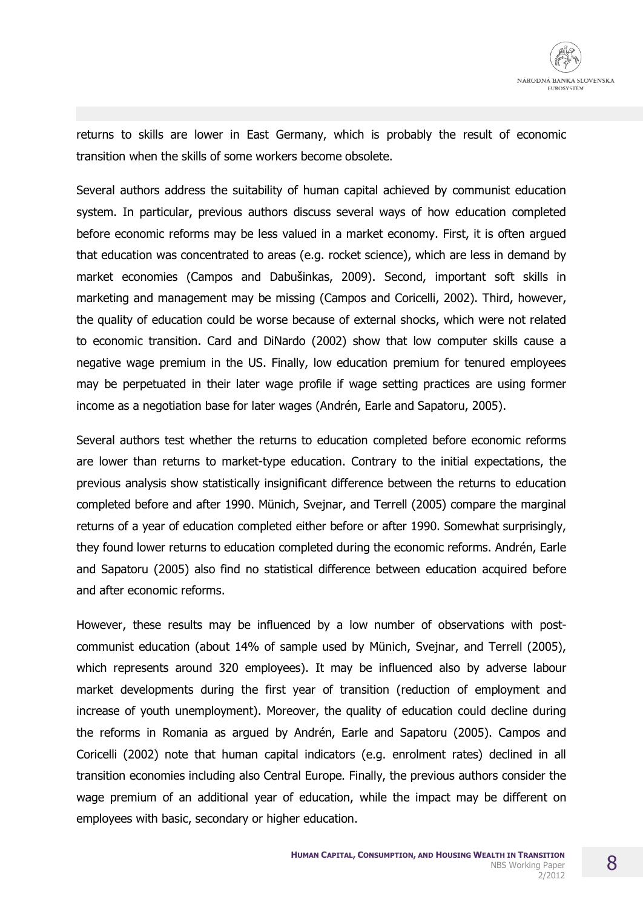returns to skills are lower in East Germany, which is probably the result of economic transition when the skills of some workers become obsolete.

Several authors address the suitability of human capital achieved by communist education system. In particular, previous authors discuss several ways of how education completed before economic reforms may be less valued in a market economy. First, it is often argued that education was concentrated to areas (e.g. rocket science), which are less in demand by market economies (Campos and Dabušinkas, 2009). Second, important soft skills in marketing and management may be missing (Campos and Coricelli, 2002). Third, however, the quality of education could be worse because of external shocks, which were not related to economic transition. Card and DiNardo (2002) show that low computer skills cause a negative wage premium in the US. Finally, low education premium for tenured employees may be perpetuated in their later wage profile if wage setting practices are using former income as a negotiation base for later wages (Andrén, Earle and Sapatoru, 2005).

Several authors test whether the returns to education completed before economic reforms are lower than returns to market-type education. Contrary to the initial expectations, the previous analysis show statistically insignificant difference between the returns to education completed before and after 1990. Münich, Svejnar, and Terrell (2005) compare the marginal returns of a year of education completed either before or after 1990. Somewhat surprisingly, they found lower returns to education completed during the economic reforms. Andrén, Earle and Sapatoru (2005) also find no statistical difference between education acquired before and after economic reforms.

However, these results may be influenced by a low number of observations with post-communist education (about 14% of sample used by Münich, Svejnar, and Terrell (2005), which represents around 320 employees). It may be influenced also by adverse labour market developments during the first year of transition (reduction of employment and increase of youth unemployment). Moreover, the quality of education could decline during the reforms in Romania as argued by Andrén, Earle and Sapatoru (2005). Campos and Coricelli (2002) note that human capital indicators (e.g. enrolment rates) declined in all transition economies including also Central Europe. Finally, the previous authors consider the wage premium of an additional year of education, while the impact may be different on employees with basic, secondary or higher education.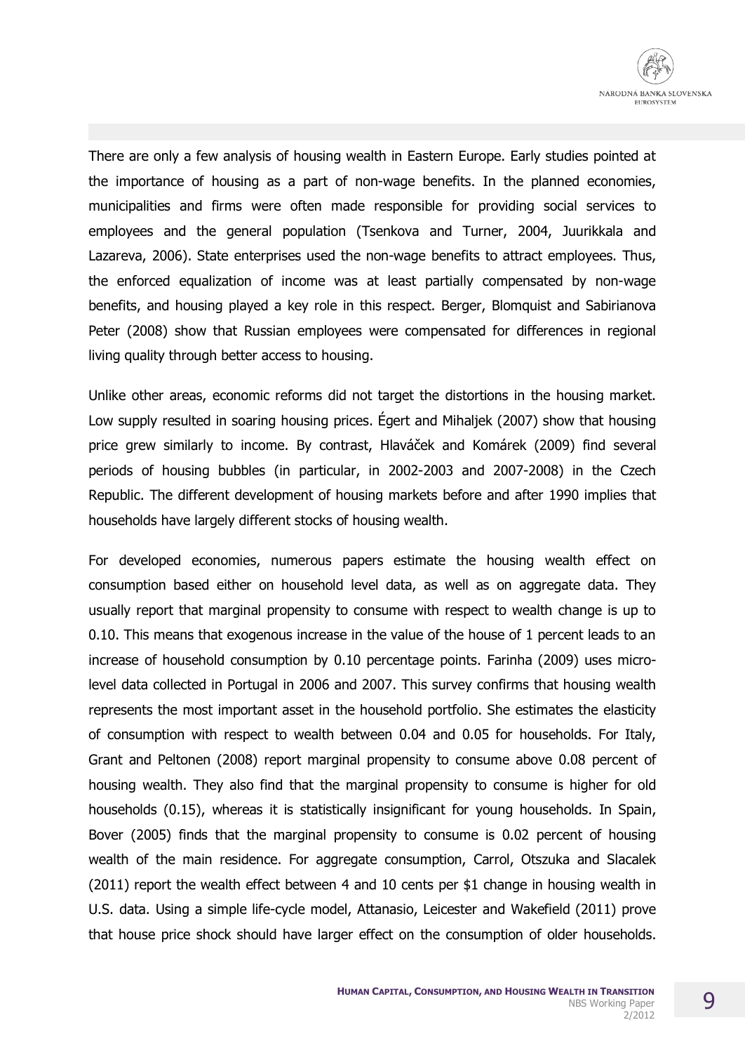There are only a few analysis of housing wealth in Eastern Europe. Early studies pointed at the importance of housing as a part of non-wage benefits. In the planned economies, municipalities and firms were often made responsible for providing social services to employees and the general population (Tsenkova and Turner, 2004, Juurikkala and Lazareva, 2006). State enterprises used the non-wage benefits to attract employees. Thus, the enforced equalization of income was at least partially compensated by non-wage benefits, and housing played a key role in this respect. Berger, Blomquist and Sabirianova Peter (2008) show that Russian employees were compensated for differences in regional living quality through better access to housing.

Unlike other areas, economic reforms did not target the distortions in the housing market. Low supply resulted in soaring housing prices. Égert and Mihaljek (2007) show that housing price grew similarly to income. By contrast, Hlaváček and Komárek (2009) find several periods of housing bubbles (in particular, in 2002-2003 and 2007-2008) in the Czech Republic. The different development of housing markets before and after 1990 implies that households have largely different stocks of housing wealth.

For developed economies, numerous papers estimate the housing wealth effect on consumption based either on household level data, as well as on aggregate data. They usually report that marginal propensity to consume with respect to wealth change is up to 0.10. This means that exogenous increase in the value of the house of 1 percent leads to an increase of household consumption by 0.10 percentage points. Farinha (2009) uses micro-level data collected in Portugal in 2006 and 2007. This survey confirms that housing wealth represents the most important asset in the household portfolio. She estimates the elasticity of consumption with respect to wealth between 0.04 and 0.05 for households. For Italy, Grant and Peltonen (2008) report marginal propensity to consume above 0.08 percent of housing wealth. They also find that the marginal propensity to consume is higher for old households (0.15), whereas it is statistically insignificant for young households. In Spain, Bover (2005) finds that the marginal propensity to consume is 0.02 percent of housing wealth of the main residence. For aggregate consumption, Carrol, Otszuka and Slacalek (2011) report the wealth effect between 4 and 10 cents per $1 change in housing wealth in U.S. data. Using a simple life-cycle model, Attanasio, Leicester and Wakefield (2011) prove that house price shock should have larger effect on the consumption of older households.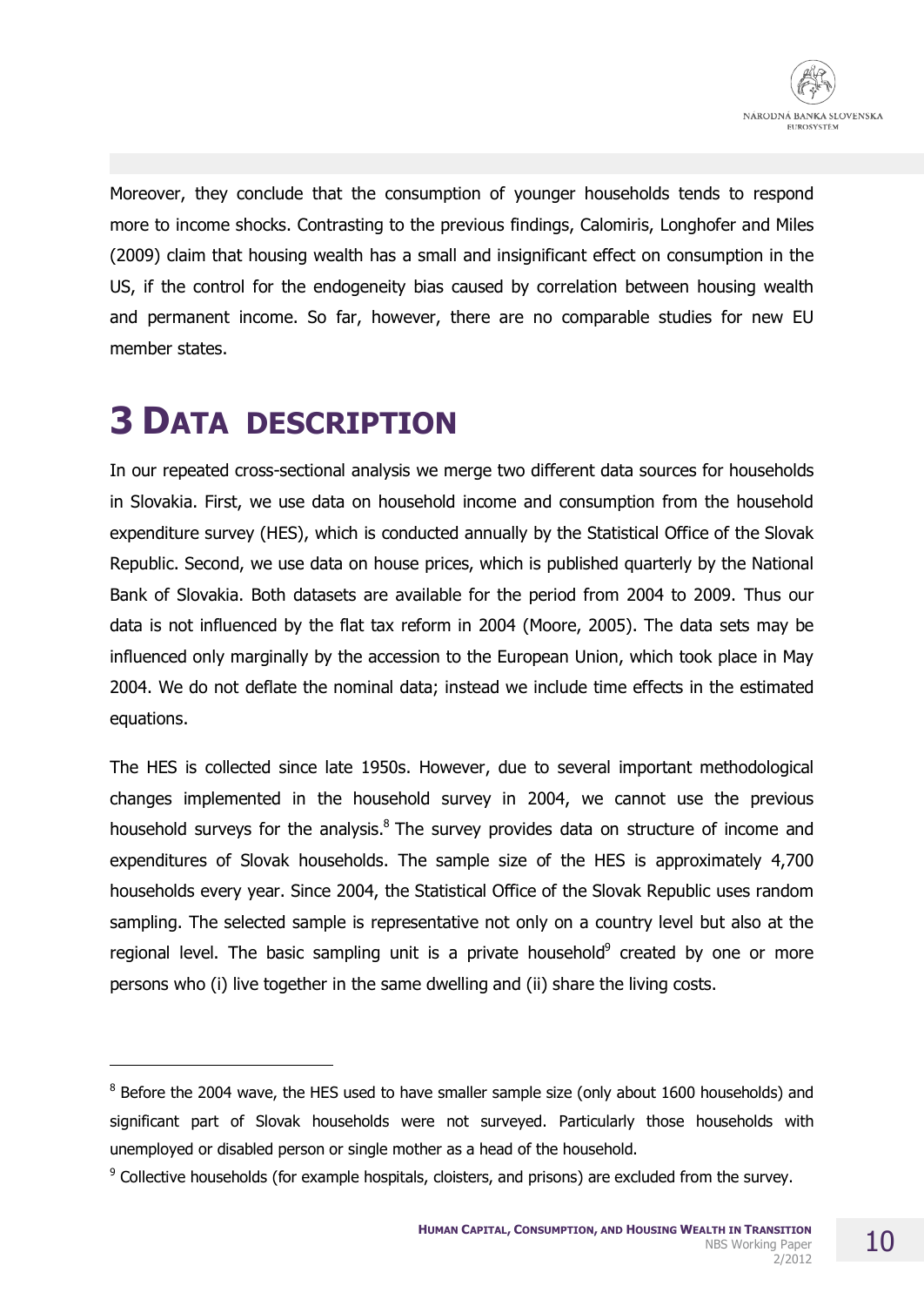Moreover, they conclude that the consumption of younger households tends to respond more to income shocks. Contrasting to the previous findings, Calomiris, Longhofer and Miles (2009) claim that housing wealth has a small and insignificant effect on consumption in the US, if the control for the endogeneity bias caused by correlation between housing wealth and permanent income. So far, however, there are no comparable studies for new EU member states.

# 3 Data description

In our repeated cross-sectional analysis we merge two different data sources for households in Slovakia. First, we use data on household income and consumption from the household expenditure survey (HES), which is conducted annually by the Statistical Office of the Slovak Republic. Second, we use data on house prices, which is published quarterly by the National Bank of Slovakia. Both datasets are available for the period from 2004 to 2009. Thus our data is not influenced by the flat tax reform in 2004 (Moore, 2005). The data sets may be influenced only marginally by the accession to the European Union, which took place in May 2004. We do not deflate the nominal data; instead we include time effects in the estimated equations.

The HES is collected since late 1950s. However, due to several important methodological changes implemented in the household survey in 2004, we cannot use the previous household surveys for the analysis.[8] The survey provides data on structure of income and expenditures of Slovak households. The sample size of the HES is approximately 4,700 households every year. Since 2004, the Statistical Office of the Slovak Republic uses random sampling. The selected sample is representative not only on a country level but also at the regional level. The basic sampling unit is a private household[9] created by one or more persons who (i) live together in the same dwelling and (ii) share the living costs.

---

[8] Before the 2004 wave, the HES used to have smaller sample size (only about 1600 households) and significant part of Slovak households were not surveyed. Particularly those households with unemployed or disabled person or single mother as a head of the household.

[9] Collective households (for example hospitals, cloisters, and prisons) are excluded from the survey.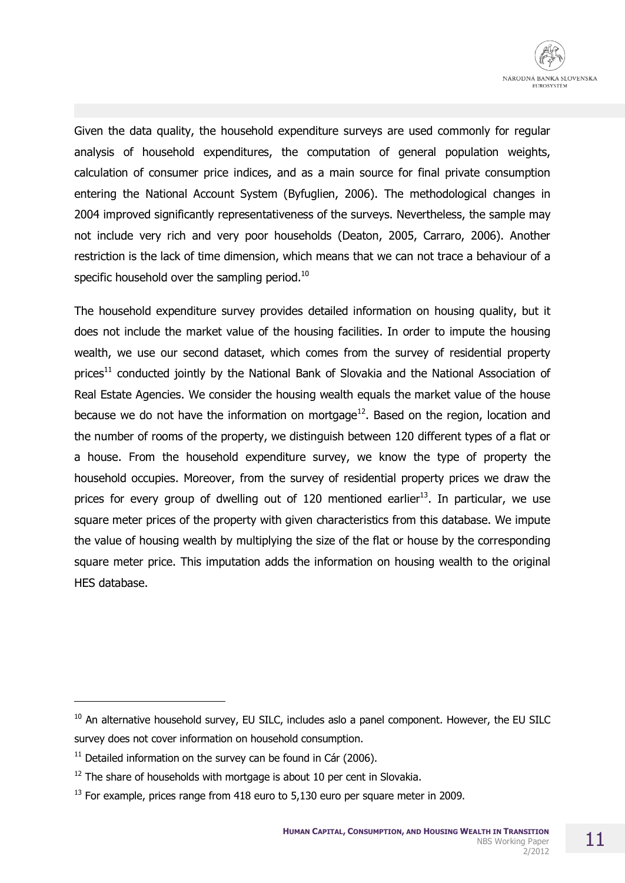Given the data quality, the household expenditure surveys are used commonly for regular analysis of household expenditures, the computation of general population weights, calculation of consumer price indices, and as a main source for final private consumption entering the National Account System (Byfuglien, 2006). The methodological changes in 2004 improved significantly representativeness of the surveys. Nevertheless, the sample may not include very rich and very poor households (Deaton, 2005, Carraro, 2006). Another restriction is the lack of time dimension, which means that we can not trace a behaviour of a specific household over the sampling period.[10]

The household expenditure survey provides detailed information on housing quality, but it does not include the market value of the housing facilities. In order to impute the housing wealth, we use our second dataset, which comes from the survey of residential property prices[11] conducted jointly by the National Bank of Slovakia and the National Association of Real Estate Agencies. We consider the housing wealth equals the market value of the house because we do not have the information on mortgage[12]. Based on the region, location and the number of rooms of the property, we distinguish between 120 different types of a flat or a house. From the household expenditure survey, we know the type of property the household occupies. Moreover, from the survey of residential property prices we draw the prices for every group of dwelling out of 120 mentioned earlier[13]. In particular, we use square meter prices of the property with given characteristics from this database. We impute the value of housing wealth by multiplying the size of the flat or house by the corresponding square meter price. This imputation adds the information on housing wealth to the original HES database.

---

[10] An alternative household survey, EU SILC, includes aslo a panel component. However, the EU SILC survey does not cover information on household consumption.

[11] Detailed information on the survey can be found in Cár (2006).

[12] The share of households with mortgage is about 10 per cent in Slovakia.

[13] For example, prices range from 418 euro to 5,130 euro per square meter in 2009.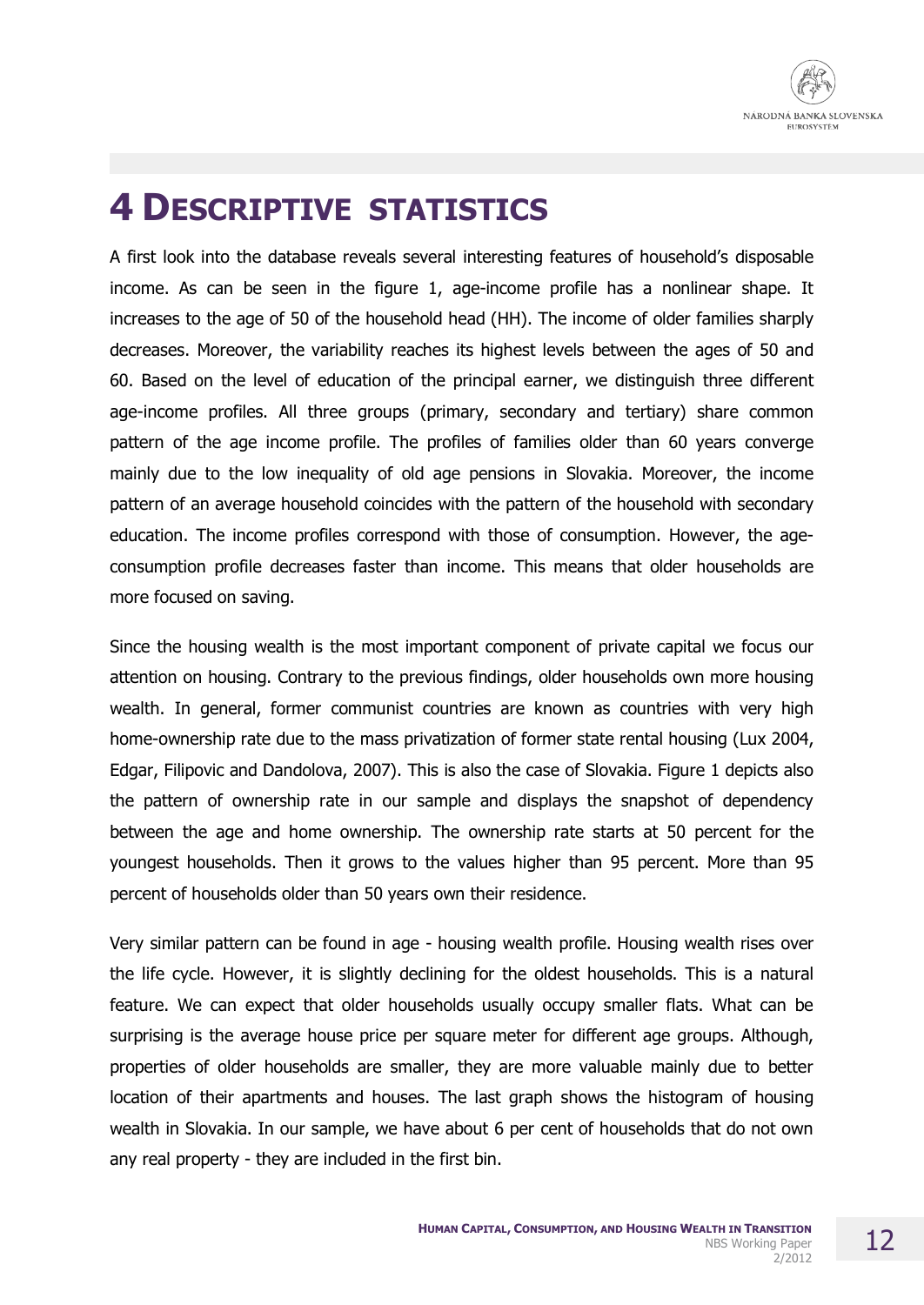# 4 Descriptive statistics

A first look into the database reveals several interesting features of household's disposable income. As can be seen in the figure 1, age-income profile has a nonlinear shape. It increases to the age of 50 of the household head (HH). The income of older families sharply decreases. Moreover, the variability reaches its highest levels between the ages of 50 and 60. Based on the level of education of the principal earner, we distinguish three different age-income profiles. All three groups (primary, secondary and tertiary) share common pattern of the age income profile. The profiles of families older than 60 years converge mainly due to the low inequality of old age pensions in Slovakia. Moreover, the income pattern of an average household coincides with the pattern of the household with secondary education. The income profiles correspond with those of consumption. However, the age-consumption profile decreases faster than income. This means that older households are more focused on saving.

Since the housing wealth is the most important component of private capital we focus our attention on housing. Contrary to the previous findings, older households own more housing wealth. In general, former communist countries are known as countries with very high home-ownership rate due to the mass privatization of former state rental housing (Lux 2004, Edgar, Filipovic and Dandolova, 2007). This is also the case of Slovakia. Figure 1 depicts also the pattern of ownership rate in our sample and displays the snapshot of dependency between the age and home ownership. The ownership rate starts at 50 percent for the youngest households. Then it grows to the values higher than 95 percent. More than 95 percent of households older than 50 years own their residence.

Very similar pattern can be found in age - housing wealth profile. Housing wealth rises over the life cycle. However, it is slightly declining for the oldest households. This is a natural feature. We can expect that older households usually occupy smaller flats. What can be surprising is the average house price per square meter for different age groups. Although, properties of older households are smaller, they are more valuable mainly due to better location of their apartments and houses. The last graph shows the histogram of housing wealth in Slovakia. In our sample, we have about 6 per cent of households that do not own any real property - they are included in the first bin.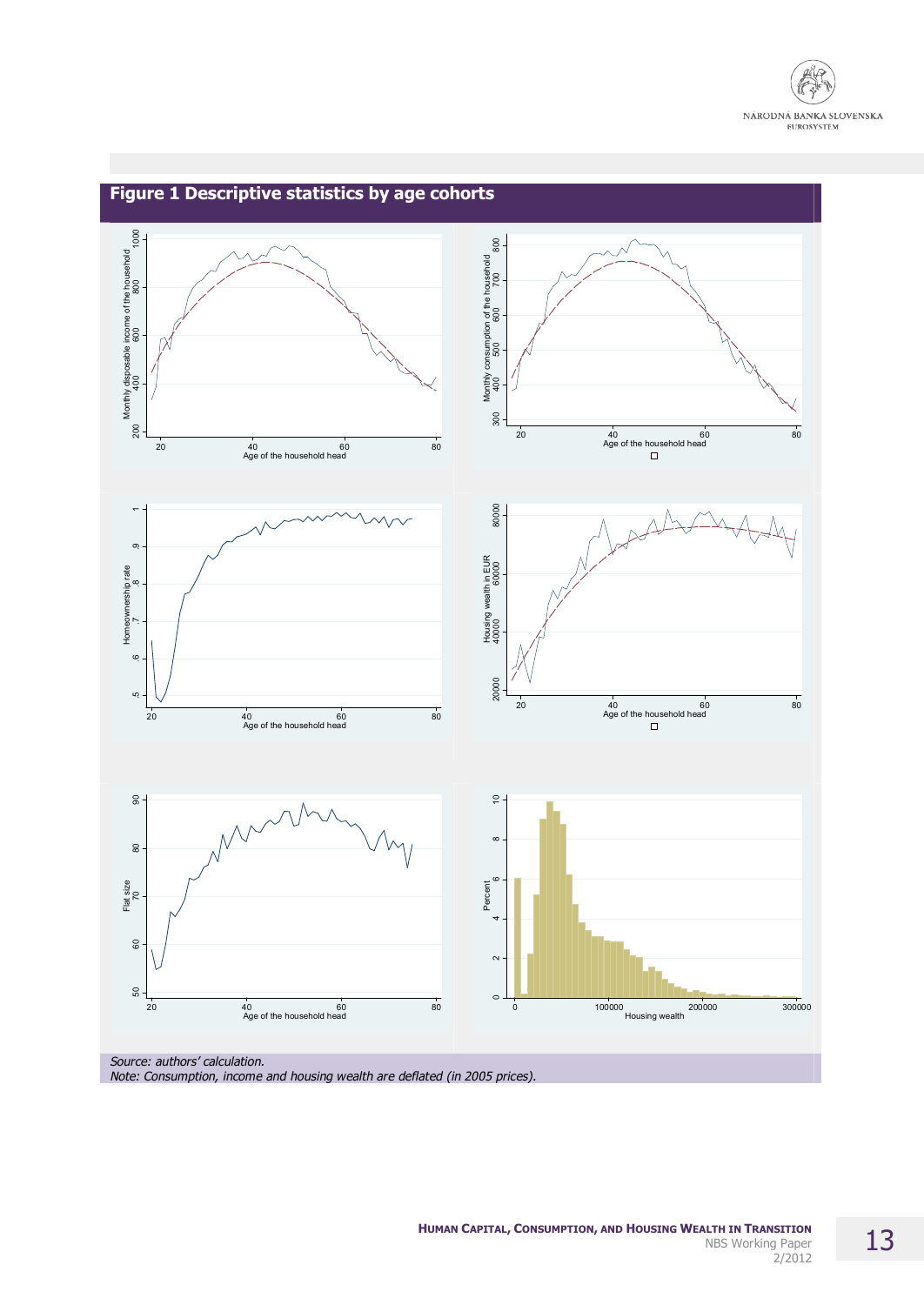## Figure 1 Descriptive statistics by age cohorts

*Source: authors' calculation.*
*Note: Consumption, income and housing wealth are deflated (in 2005 prices).*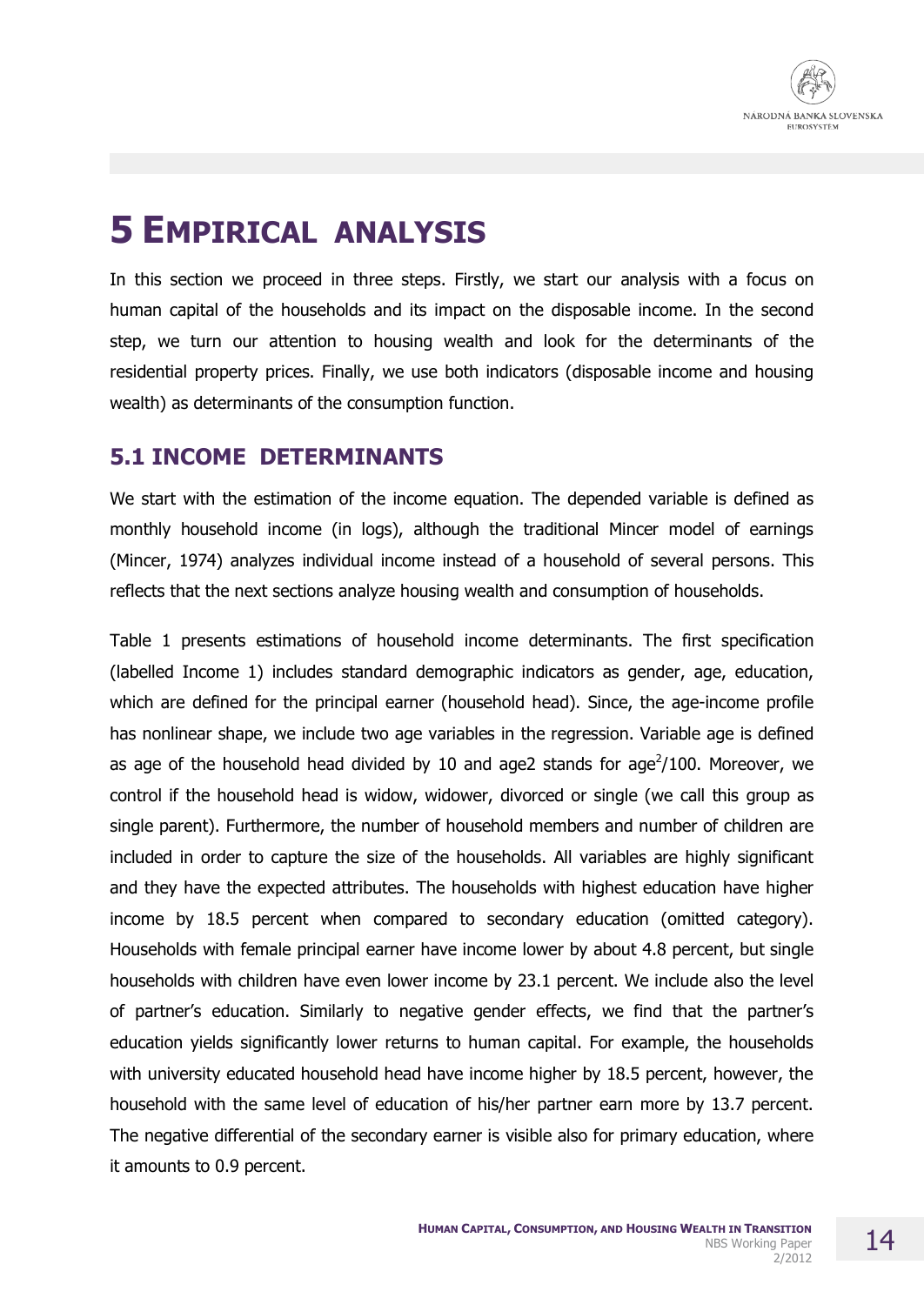# 5 Empirical analysis

In this section we proceed in three steps. Firstly, we start our analysis with a focus on human capital of the households and its impact on the disposable income. In the second step, we turn our attention to housing wealth and look for the determinants of the residential property prices. Finally, we use both indicators (disposable income and housing wealth) as determinants of the consumption function.

## 5.1 Income determinants

We start with the estimation of the income equation. The depended variable is defined as monthly household income (in logs), although the traditional Mincer model of earnings (Mincer, 1974) analyzes individual income instead of a household of several persons. This reflects that the next sections analyze housing wealth and consumption of households.

Table 1 presents estimations of household income determinants. The first specification (labelled Income 1) includes standard demographic indicators as gender, age, education, which are defined for the principal earner (household head). Since, the age-income profile has nonlinear shape, we include two age variables in the regression. Variable age is defined as age of the household head divided by 10 and age2 stands for $age^2/100$. Moreover, we control if the household head is widow, widower, divorced or single (we call this group as single parent). Furthermore, the number of household members and number of children are included in order to capture the size of the households. All variables are highly significant and they have the expected attributes. The households with highest education have higher income by 18.5 percent when compared to secondary education (omitted category). Households with female principal earner have income lower by about 4.8 percent, but single households with children have even lower income by 23.1 percent. We include also the level of partner's education. Similarly to negative gender effects, we find that the partner's education yields significantly lower returns to human capital. For example, the households with university educated household head have income higher by 18.5 percent, however, the household with the same level of education of his/her partner earn more by 13.7 percent. The negative differential of the secondary earner is visible also for primary education, where it amounts to 0.9 percent.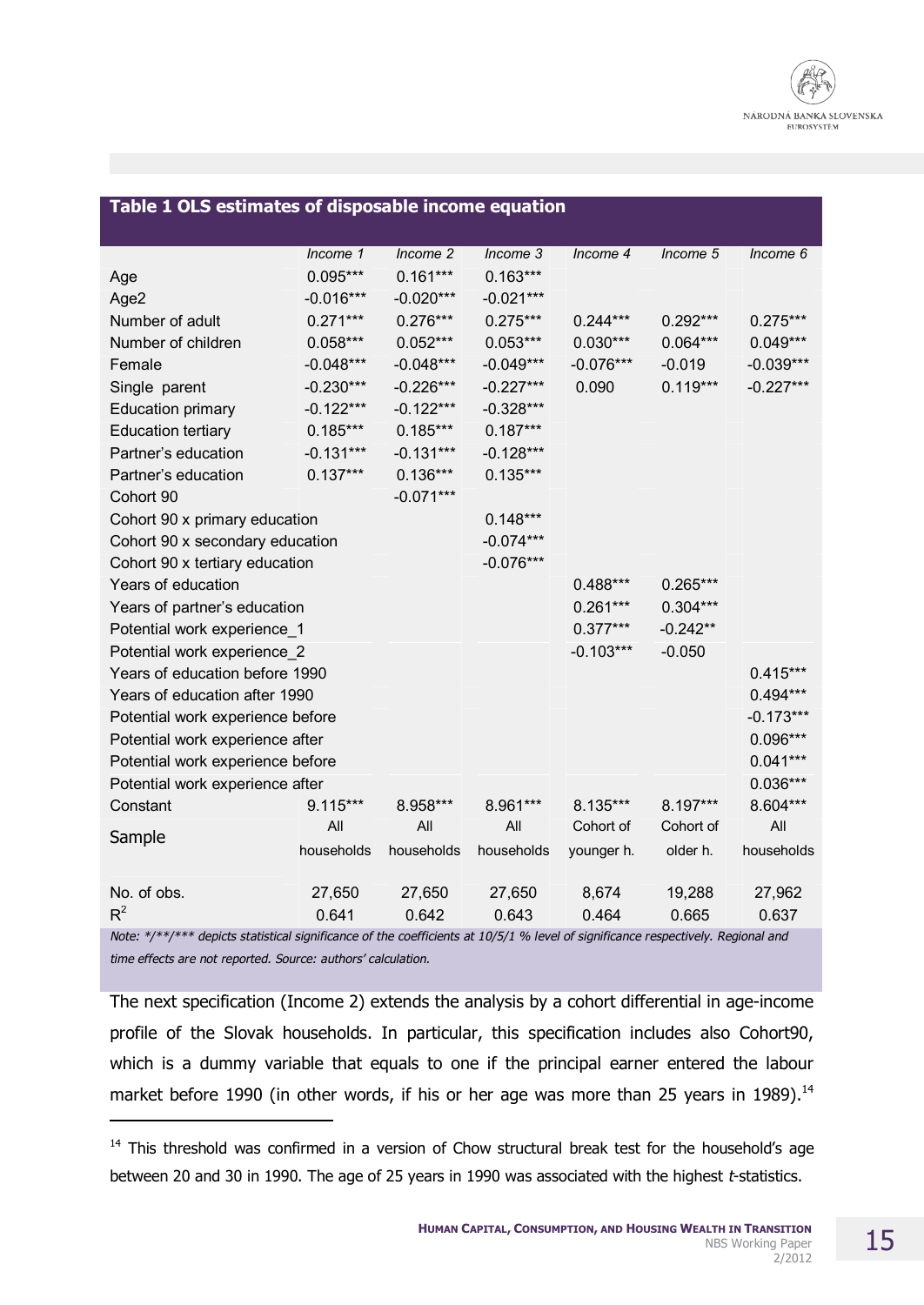**Table 1 OLS estimates of disposable income equation**

| | Income 1 | Income 2 | Income 3 | Income 4 | Income 5 | Income 6 |
|---|---|---|---|---|---|---|
| Age | 0.095*** | 0.161*** | 0.163*** | | | |
| Age2 | -0.016*** | -0.020*** | -0.021*** | | | |
| Number of adult | 0.271*** | 0.276*** | 0.275*** | 0.244*** | 0.292*** | 0.275*** |
| Number of children | 0.058*** | 0.052*** | 0.053*** | 0.030*** | 0.064*** | 0.049*** |
| Female | -0.048*** | -0.048*** | -0.049*** | -0.076*** | -0.019 | -0.039*** |
| Single parent | -0.230*** | -0.226*** | -0.227*** | 0.090 | 0.119*** | -0.227*** |
| Education primary | -0.122*** | -0.122*** | -0.328*** | | | |
| Education tertiary | 0.185*** | 0.185*** | 0.187*** | | | |
| Partner's education | -0.131*** | -0.131*** | -0.128*** | | | |
| Partner's education | 0.137*** | 0.136*** | 0.135*** | | | |
| Cohort 90 | | -0.071*** | | | | |
| Cohort 90 x primary education | | | 0.148*** | | | |
| Cohort 90 x secondary education | | | -0.074*** | | | |
| Cohort 90 x tertiary education | | | -0.076*** | | | |
| Years of education | | | | 0.488*** | 0.265*** | |
| Years of partner's education | | | | 0.261*** | 0.304*** | |
| Potential work experience_1 | | | | 0.377*** | -0.242** | |
| Potential work experience_2 | | | | -0.103*** | -0.050 | |
| Years of education before 1990 | | | | | | 0.415*** |
| Years of education after 1990 | | | | | | 0.494*** |
| Potential work experience before | | | | | | -0.173*** |
| Potential work experience after | | | | | | 0.096*** |
| Potential work experience before | | | | | | 0.041*** |
| Potential work experience after | | | | | | 0.036*** |
| Constant | 9.115*** | 8.958*** | 8.961*** | 8.135*** | 8.197*** | 8.604*** |
| Sample | All households | All households | All households | Cohort of younger h. | Cohort of older h. | All households |
| No. of obs. | 27,650 | 27,650 | 27,650 | 8,674 | 19,288 | 27,962 |
| $R^2$ | 0.641 | 0.642 | 0.643 | 0.464 | 0.665 | 0.637 |

*Note: \*/\*\*/\*\*\* depicts statistical significance of the coefficients at 10/5/1 % level of significance respectively. Regional and time effects are not reported. Source: authors' calculation.*

The next specification (Income 2) extends the analysis by a cohort differential in age-income profile of the Slovak households. In particular, this specification includes also Cohort90, which is a dummy variable that equals to one if the principal earner entered the labour market before 1990 (in other words, if his or her age was more than 25 years in 1989).[14]

[14] This threshold was confirmed in a version of Chow structural break test for the household's age between 20 and 30 in 1990. The age of 25 years in 1990 was associated with the highest *t*-statistics.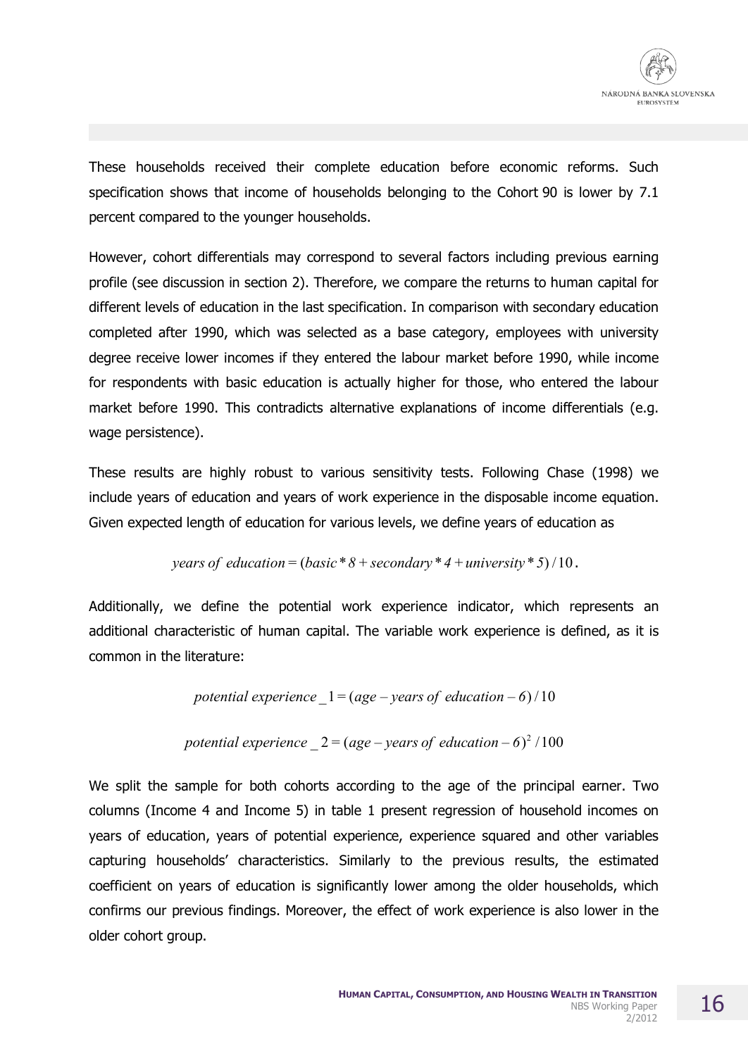These households received their complete education before economic reforms. Such specification shows that income of households belonging to the Cohort 90 is lower by 7.1 percent compared to the younger households.

However, cohort differentials may correspond to several factors including previous earning profile (see discussion in section 2). Therefore, we compare the returns to human capital for different levels of education in the last specification. In comparison with secondary education completed after 1990, which was selected as a base category, employees with university degree receive lower incomes if they entered the labour market before 1990, while income for respondents with basic education is actually higher for those, who entered the labour market before 1990. This contradicts alternative explanations of income differentials (e.g. wage persistence).

These results are highly robust to various sensitivity tests. Following Chase (1998) we include years of education and years of work experience in the disposable income equation. Given expected length of education for various levels, we define years of education as

$$years\ of\ education = (basic * 8 + secondary * 4 + university * 5)/10.$$

Additionally, we define the potential work experience indicator, which represents an additional characteristic of human capital. The variable work experience is defined, as it is common in the literature:

$$potential\ experience\_1 = (age - years\ of\ education - 6)/10$$

$$potential\ experience\_2 = (age - years\ of\ education - 6)^2/100$$

We split the sample for both cohorts according to the age of the principal earner. Two columns (Income 4 and Income 5) in table 1 present regression of household incomes on years of education, years of potential experience, experience squared and other variables capturing households' characteristics. Similarly to the previous results, the estimated coefficient on years of education is significantly lower among the older households, which confirms our previous findings. Moreover, the effect of work experience is also lower in the older cohort group.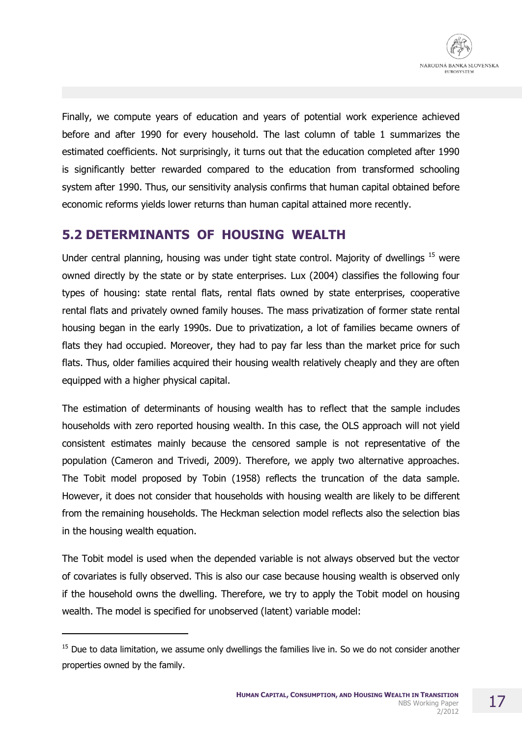Finally, we compute years of education and years of potential work experience achieved before and after 1990 for every household. The last column of table 1 summarizes the estimated coefficients. Not surprisingly, it turns out that the education completed after 1990 is significantly better rewarded compared to the education from transformed schooling system after 1990. Thus, our sensitivity analysis confirms that human capital obtained before economic reforms yields lower returns than human capital attained more recently.

## 5.2 DETERMINANTS OF HOUSING WEALTH

Under central planning, housing was under tight state control. Majority of dwellings [15] were owned directly by the state or by state enterprises. Lux (2004) classifies the following four types of housing: state rental flats, rental flats owned by state enterprises, cooperative rental flats and privately owned family houses. The mass privatization of former state rental housing began in the early 1990s. Due to privatization, a lot of families became owners of flats they had occupied. Moreover, they had to pay far less than the market price for such flats. Thus, older families acquired their housing wealth relatively cheaply and they are often equipped with a higher physical capital.

The estimation of determinants of housing wealth has to reflect that the sample includes households with zero reported housing wealth. In this case, the OLS approach will not yield consistent estimates mainly because the censored sample is not representative of the population (Cameron and Trivedi, 2009). Therefore, we apply two alternative approaches. The Tobit model proposed by Tobin (1958) reflects the truncation of the data sample. However, it does not consider that households with housing wealth are likely to be different from the remaining households. The Heckman selection model reflects also the selection bias in the housing wealth equation.

The Tobit model is used when the depended variable is not always observed but the vector of covariates is fully observed. This is also our case because housing wealth is observed only if the household owns the dwelling. Therefore, we try to apply the Tobit model on housing wealth. The model is specified for unobserved (latent) variable model:

---

[15] Due to data limitation, we assume only dwellings the families live in. So we do not consider another properties owned by the family.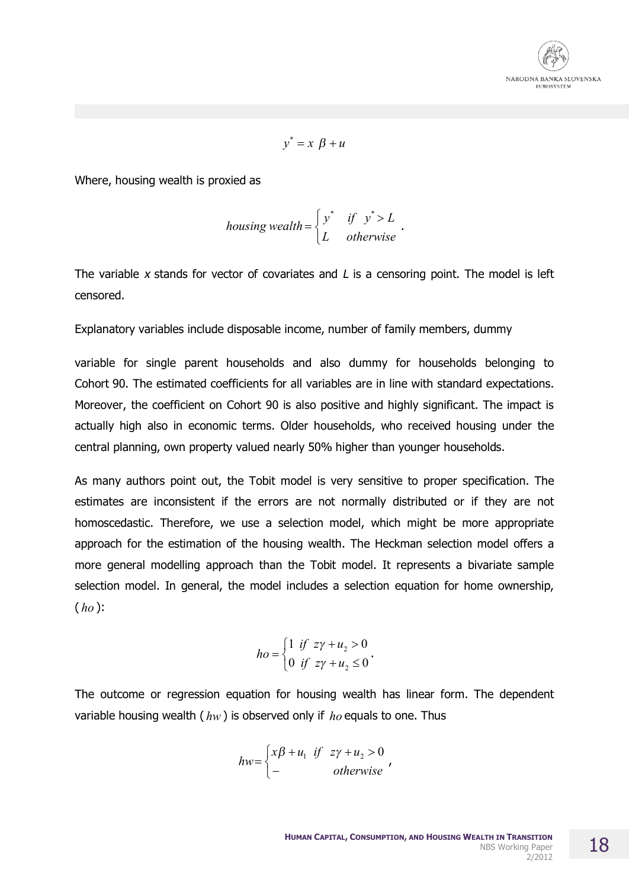$$y^* = x\ \beta + u$$

Where, housing wealth is proxied as

$$housing\ wealth = \begin{cases} y^* & if\ \ y^* > L \\ L & otherwise \end{cases}.$$

The variable *x* stands for vector of covariates and *L* is a censoring point. The model is left censored.

Explanatory variables include disposable income, number of family members, dummy

variable for single parent households and also dummy for households belonging to Cohort 90. The estimated coefficients for all variables are in line with standard expectations. Moreover, the coefficient on Cohort 90 is also positive and highly significant. The impact is actually high also in economic terms. Older households, who received housing under the central planning, own property valued nearly 50% higher than younger households.

As many authors point out, the Tobit model is very sensitive to proper specification. The estimates are inconsistent if the errors are not normally distributed or if they are not homoscedastic. Therefore, we use a selection model, which might be more appropriate approach for the estimation of the housing wealth. The Heckman selection model offers a more general modelling approach than the Tobit model. It represents a bivariate sample selection model. In general, the model includes a selection equation for home ownership, ($ho$):

$$ho = \begin{cases} 1 & if\ \ z\gamma + u_2 > 0 \\ 0 & if\ \ z\gamma + u_2 \leq 0 \end{cases}.$$

The outcome or regression equation for housing wealth has linear form. The dependent variable housing wealth ($hw$) is observed only if $ho$ equals to one. Thus

$$hw = \begin{cases} x\beta + u_1 & if\ \ z\gamma + u_2 > 0 \\ - & otherwise \end{cases},$$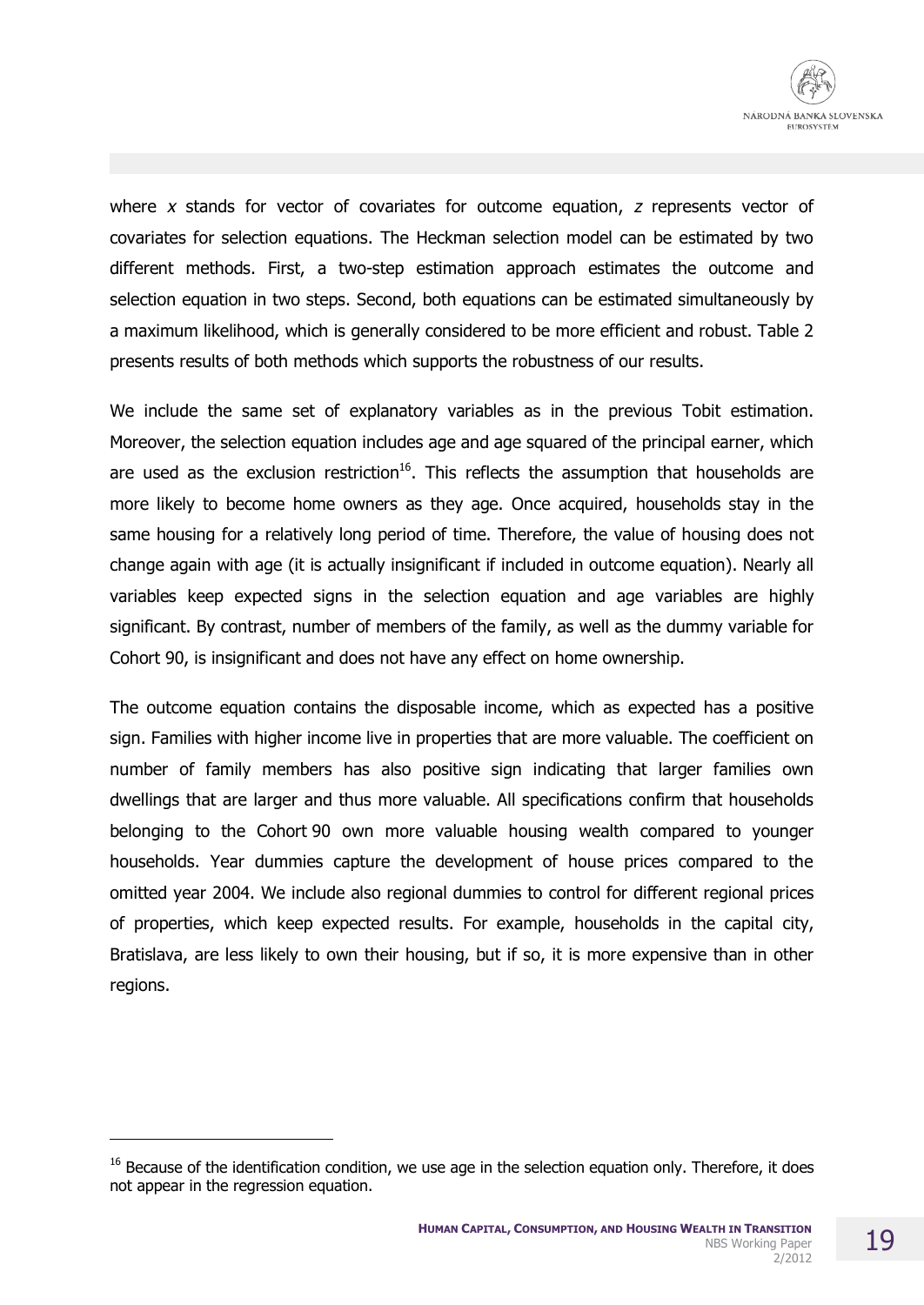where $x$ stands for vector of covariates for outcome equation, $z$ represents vector of covariates for selection equations. The Heckman selection model can be estimated by two different methods. First, a two-step estimation approach estimates the outcome and selection equation in two steps. Second, both equations can be estimated simultaneously by a maximum likelihood, which is generally considered to be more efficient and robust. Table 2 presents results of both methods which supports the robustness of our results.

We include the same set of explanatory variables as in the previous Tobit estimation. Moreover, the selection equation includes age and age squared of the principal earner, which are used as the exclusion restriction[16]. This reflects the assumption that households are more likely to become home owners as they age. Once acquired, households stay in the same housing for a relatively long period of time. Therefore, the value of housing does not change again with age (it is actually insignificant if included in outcome equation). Nearly all variables keep expected signs in the selection equation and age variables are highly significant. By contrast, number of members of the family, as well as the dummy variable for Cohort 90, is insignificant and does not have any effect on home ownership.

The outcome equation contains the disposable income, which as expected has a positive sign. Families with higher income live in properties that are more valuable. The coefficient on number of family members has also positive sign indicating that larger families own dwellings that are larger and thus more valuable. All specifications confirm that households belonging to the Cohort 90 own more valuable housing wealth compared to younger households. Year dummies capture the development of house prices compared to the omitted year 2004. We include also regional dummies to control for different regional prices of properties, which keep expected results. For example, households in the capital city, Bratislava, are less likely to own their housing, but if so, it is more expensive than in other regions.

---

[16] Because of the identification condition, we use age in the selection equation only. Therefore, it does not appear in the regression equation.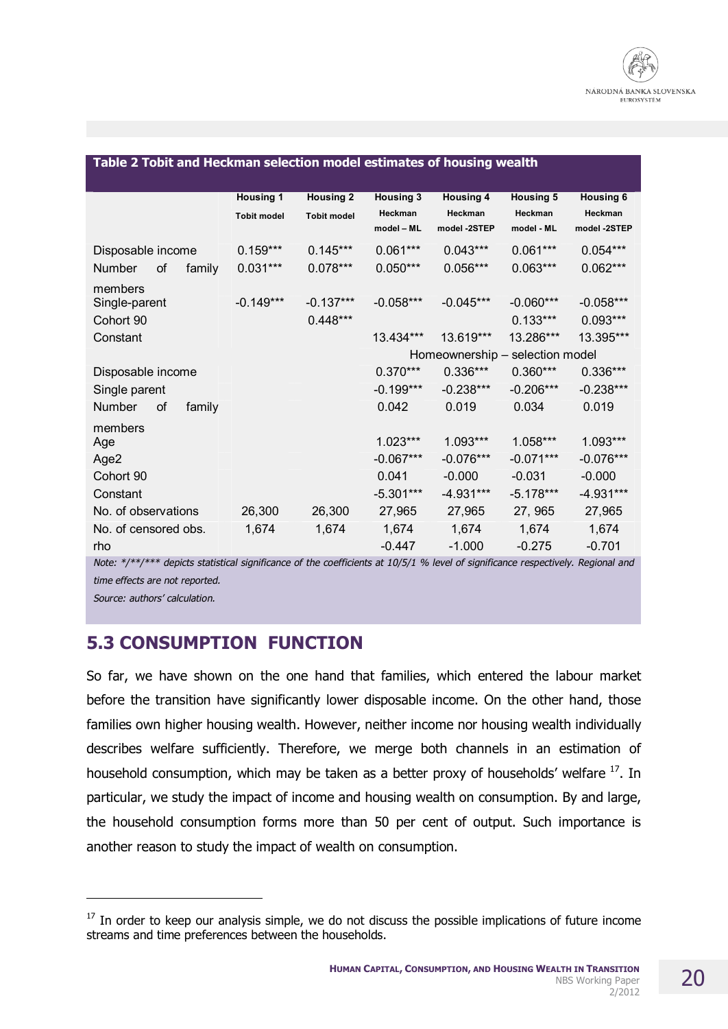**Table 2 Tobit and Heckman selection model estimates of housing wealth**

| | Housing 1 Tobit model | Housing 2 Tobit model | Housing 3 Heckman model – ML | Housing 4 Heckman model -2STEP | Housing 5 Heckman model - ML | Housing 6 Heckman model -2STEP |
|---|---|---|---|---|---|---|
| Disposable income | 0.159*** | 0.145*** | 0.061*** | 0.043*** | 0.061*** | 0.054*** |
| Number of family members | 0.031*** | 0.078*** | 0.050*** | 0.056*** | 0.063*** | 0.062*** |
| Single-parent | -0.149*** | -0.137*** | -0.058*** | -0.045*** | -0.060*** | -0.058*** |
| Cohort 90 | | 0.448*** | | | 0.133*** | 0.093*** |
| Constant | | | 13.434*** | 13.619*** | 13.286*** | 13.395*** |
| | | | Homeownership – selection model | | | |
| Disposable income | | | 0.370*** | 0.336*** | 0.360*** | 0.336*** |
| Single parent | | | -0.199*** | -0.238*** | -0.206*** | -0.238*** |
| Number of family members | | | 0.042 | 0.019 | 0.034 | 0.019 |
| Age | | | 1.023*** | 1.093*** | 1.058*** | 1.093*** |
| Age2 | | | -0.067*** | -0.076*** | -0.071*** | -0.076*** |
| Cohort 90 | | | 0.041 | -0.000 | -0.031 | -0.000 |
| Constant | | | -5.301*** | -4.931*** | -5.178*** | -4.931*** |
| No. of observations | 26,300 | 26,300 | 27,965 | 27,965 | 27, 965 | 27,965 |
| No. of censored obs. | 1,674 | 1,674 | 1,674 | 1,674 | 1,674 | 1,674 |
| rho | | | -0.447 | -1.000 | -0.275 | -0.701 |

*Note: */**/*** depicts statistical significance of the coefficients at 10/5/1 % level of significance respectively. Regional and time effects are not reported.*

*Source: authors' calculation.*

## 5.3 CONSUMPTION FUNCTION

So far, we have shown on the one hand that families, which entered the labour market before the transition have significantly lower disposable income. On the other hand, those families own higher housing wealth. However, neither income nor housing wealth individually describes welfare sufficiently. Therefore, we merge both channels in an estimation of household consumption, which may be taken as a better proxy of households' welfare [17]. In particular, we study the impact of income and housing wealth on consumption. By and large, the household consumption forms more than 50 per cent of output. Such importance is another reason to study the impact of wealth on consumption.

[17] In order to keep our analysis simple, we do not discuss the possible implications of future income streams and time preferences between the households.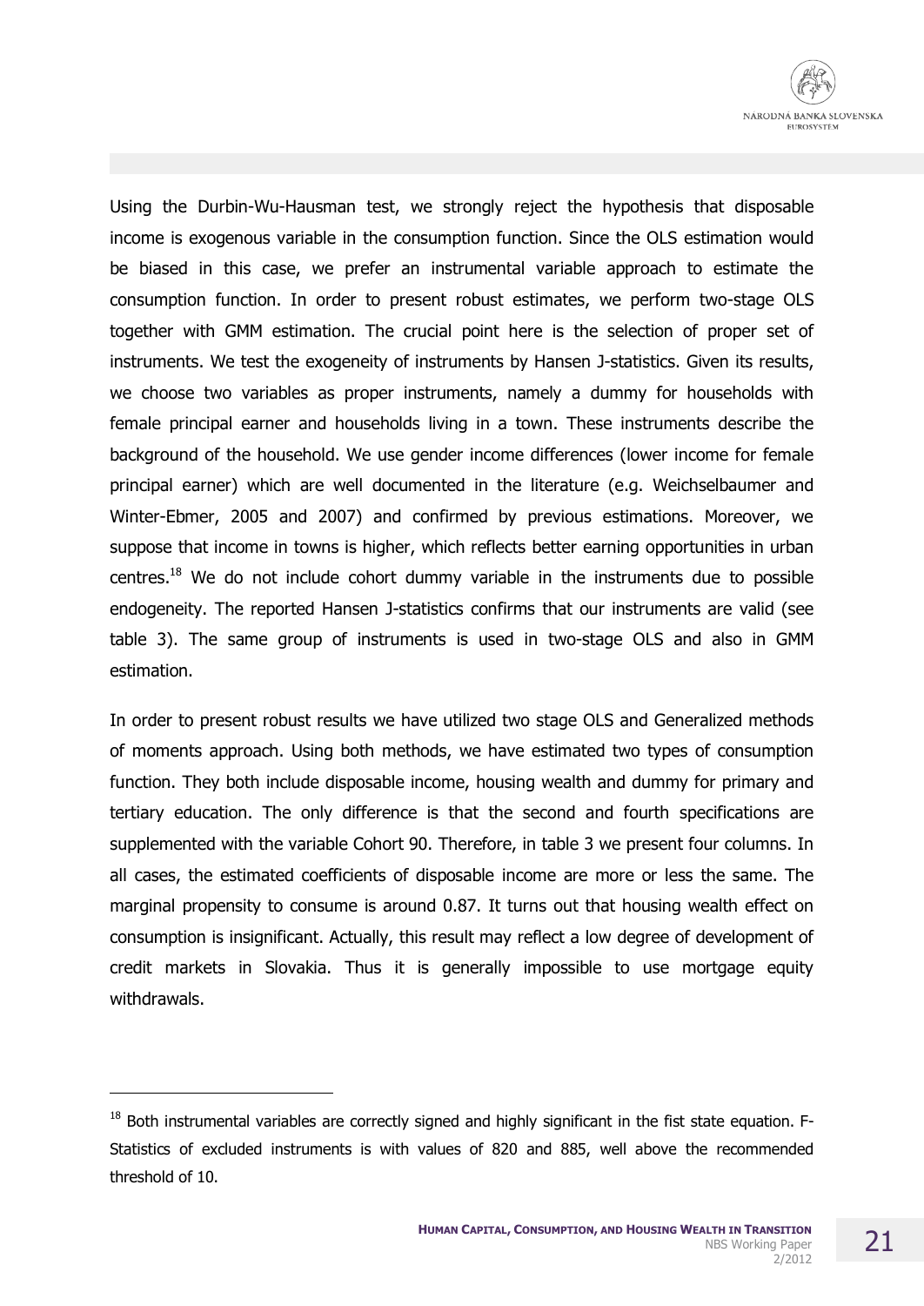Using the Durbin-Wu-Hausman test, we strongly reject the hypothesis that disposable income is exogenous variable in the consumption function. Since the OLS estimation would be biased in this case, we prefer an instrumental variable approach to estimate the consumption function. In order to present robust estimates, we perform two-stage OLS together with GMM estimation. The crucial point here is the selection of proper set of instruments. We test the exogeneity of instruments by Hansen J-statistics. Given its results, we choose two variables as proper instruments, namely a dummy for households with female principal earner and households living in a town. These instruments describe the background of the household. We use gender income differences (lower income for female principal earner) which are well documented in the literature (e.g. Weichselbaumer and Winter-Ebmer, 2005 and 2007) and confirmed by previous estimations. Moreover, we suppose that income in towns is higher, which reflects better earning opportunities in urban centres.[18] We do not include cohort dummy variable in the instruments due to possible endogeneity. The reported Hansen J-statistics confirms that our instruments are valid (see table 3). The same group of instruments is used in two-stage OLS and also in GMM estimation.

In order to present robust results we have utilized two stage OLS and Generalized methods of moments approach. Using both methods, we have estimated two types of consumption function. They both include disposable income, housing wealth and dummy for primary and tertiary education. The only difference is that the second and fourth specifications are supplemented with the variable Cohort 90. Therefore, in table 3 we present four columns. In all cases, the estimated coefficients of disposable income are more or less the same. The marginal propensity to consume is around 0.87. It turns out that housing wealth effect on consumption is insignificant. Actually, this result may reflect a low degree of development of credit markets in Slovakia. Thus it is generally impossible to use mortgage equity withdrawals.

---

[18] Both instrumental variables are correctly signed and highly significant in the fist state equation. F-Statistics of excluded instruments is with values of 820 and 885, well above the recommended threshold of 10.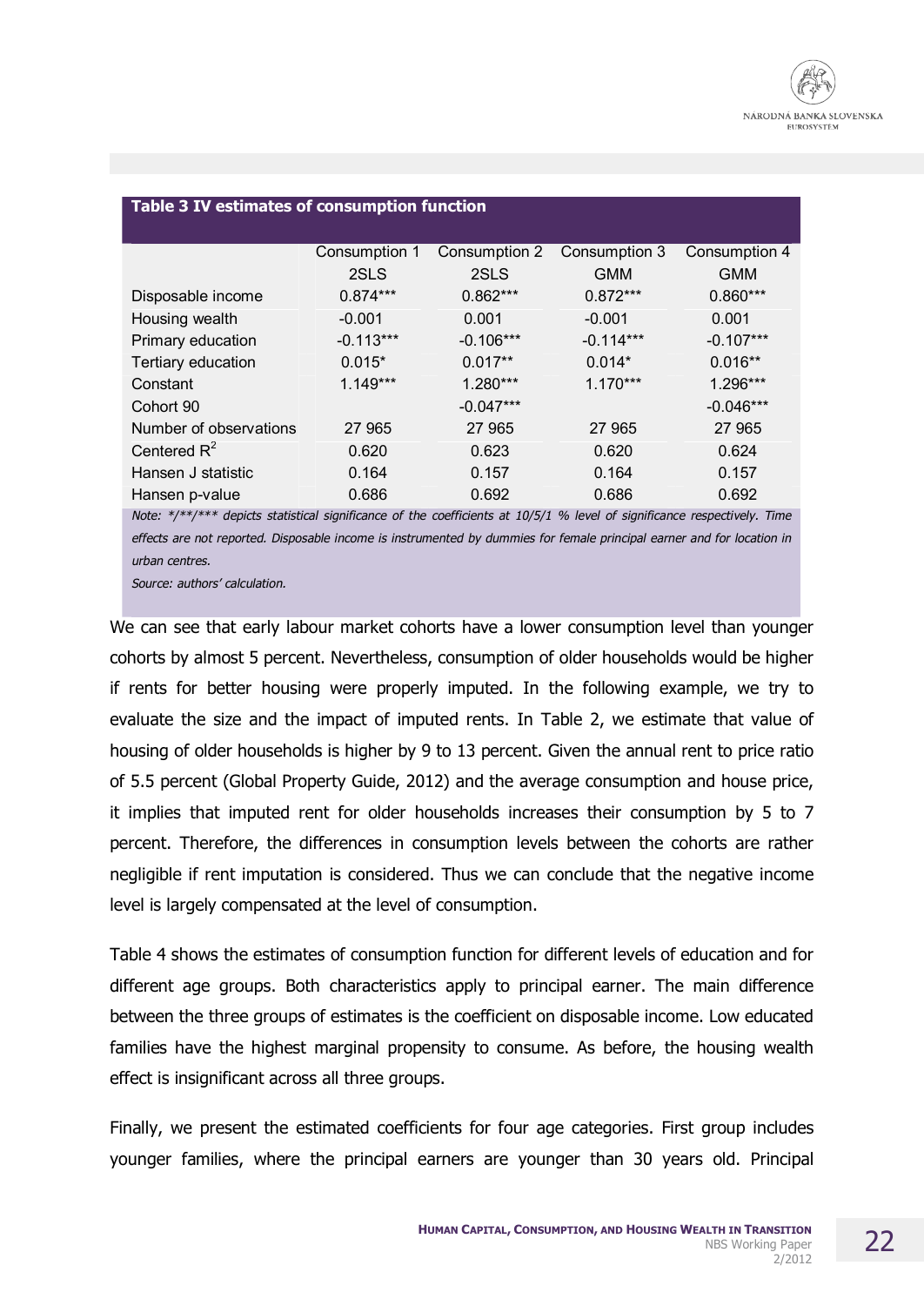**Table 3 IV estimates of consumption function**

| | Consumption 1 | Consumption 2 | Consumption 3 | Consumption 4 |
|---|---|---|---|---|
| | 2SLS | 2SLS | GMM | GMM |
| Disposable income | 0.874*** | 0.862*** | 0.872*** | 0.860*** |
| Housing wealth | -0.001 | 0.001 | -0.001 | 0.001 |
| Primary education | -0.113*** | -0.106*** | -0.114*** | -0.107*** |
| Tertiary education | 0.015* | 0.017** | 0.014* | 0.016** |
| Constant | 1.149*** | 1.280*** | 1.170*** | 1.296*** |
| Cohort 90 | | -0.047*** | | -0.046*** |
| Number of observations | 27 965 | 27 965 | 27 965 | 27 965 |
| Centered $R^2$ | 0.620 | 0.623 | 0.620 | 0.624 |
| Hansen J statistic | 0.164 | 0.157 | 0.164 | 0.157 |
| Hansen p-value | 0.686 | 0.692 | 0.686 | 0.692 |

*Note: \*/\*\*/\*\*\* depicts statistical significance of the coefficients at 10/5/1 % level of significance respectively. Time effects are not reported. Disposable income is instrumented by dummies for female principal earner and for location in urban centres.*

*Source: authors' calculation.*

We can see that early labour market cohorts have a lower consumption level than younger cohorts by almost 5 percent. Nevertheless, consumption of older households would be higher if rents for better housing were properly imputed. In the following example, we try to evaluate the size and the impact of imputed rents. In Table 2, we estimate that value of housing of older households is higher by 9 to 13 percent. Given the annual rent to price ratio of 5.5 percent (Global Property Guide, 2012) and the average consumption and house price, it implies that imputed rent for older households increases their consumption by 5 to 7 percent. Therefore, the differences in consumption levels between the cohorts are rather negligible if rent imputation is considered. Thus we can conclude that the negative income level is largely compensated at the level of consumption.

Table 4 shows the estimates of consumption function for different levels of education and for different age groups. Both characteristics apply to principal earner. The main difference between the three groups of estimates is the coefficient on disposable income. Low educated families have the highest marginal propensity to consume. As before, the housing wealth effect is insignificant across all three groups.

Finally, we present the estimated coefficients for four age categories. First group includes younger families, where the principal earners are younger than 30 years old. Principal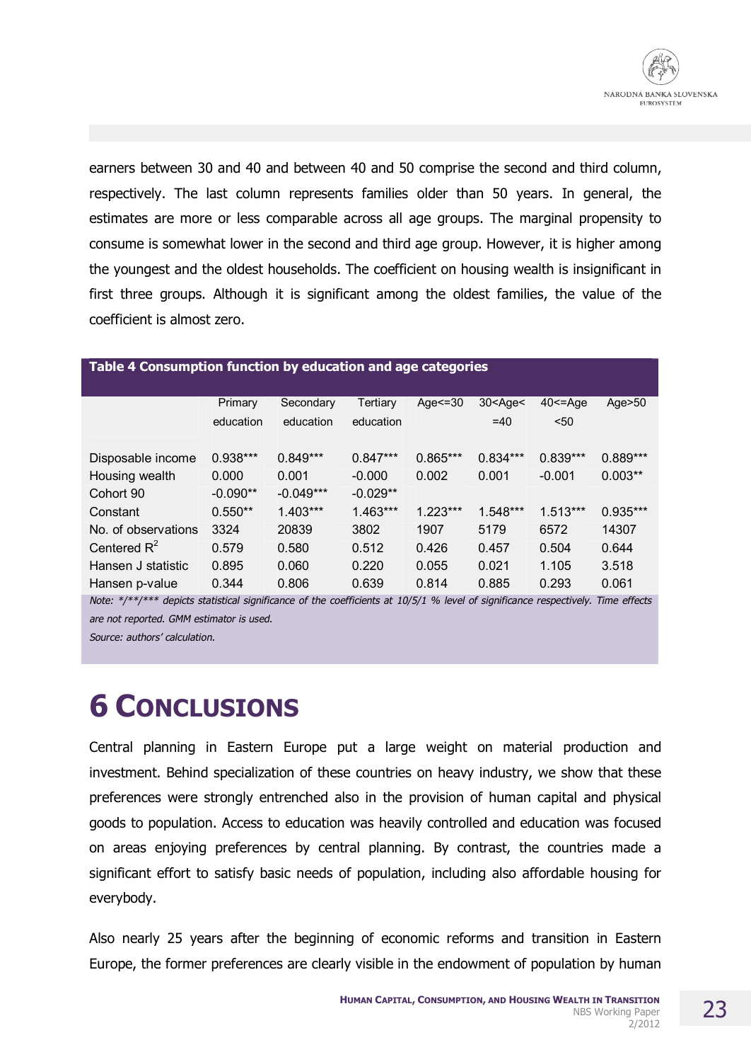earners between 30 and 40 and between 40 and 50 comprise the second and third column, respectively. The last column represents families older than 50 years. In general, the estimates are more or less comparable across all age groups. The marginal propensity to consume is somewhat lower in the second and third age group. However, it is higher among the youngest and the oldest households. The coefficient on housing wealth is insignificant in first three groups. Although it is significant among the oldest families, the value of the coefficient is almost zero.

**Table 4 Consumption function by education and age categories**

| | Primary education | Secondary education | Tertiary education | Age<=30 | 30<Age<=40 | 40<=Age<50 | Age>50 |
|---|---|---|---|---|---|---|---|
| Disposable income | 0.938*** | 0.849*** | 0.847*** | 0.865*** | 0.834*** | 0.839*** | 0.889*** |
| Housing wealth | 0.000 | 0.001 | -0.000 | 0.002 | 0.001 | -0.001 | 0.003** |
| Cohort 90 | -0.090** | -0.049*** | -0.029** | | | | |
| Constant | 0.550** | 1.403*** | 1.463*** | 1.223*** | 1.548*** | 1.513*** | 0.935*** |
| No. of observations | 3324 | 20839 | 3802 | 1907 | 5179 | 6572 | 14307 |
| Centered $R^2$ | 0.579 | 0.580 | 0.512 | 0.426 | 0.457 | 0.504 | 0.644 |
| Hansen J statistic | 0.895 | 0.060 | 0.220 | 0.055 | 0.021 | 1.105 | 3.518 |
| Hansen p-value | 0.344 | 0.806 | 0.639 | 0.814 | 0.885 | 0.293 | 0.061 |

*Note: \*/\*\*/\*\*\* depicts statistical significance of the coefficients at 10/5/1 % level of significance respectively. Time effects are not reported. GMM estimator is used.*

*Source: authors' calculation.*

# 6 Conclusions

Central planning in Eastern Europe put a large weight on material production and investment. Behind specialization of these countries on heavy industry, we show that these preferences were strongly entrenched also in the provision of human capital and physical goods to population. Access to education was heavily controlled and education was focused on areas enjoying preferences by central planning. By contrast, the countries made a significant effort to satisfy basic needs of population, including also affordable housing for everybody.

Also nearly 25 years after the beginning of economic reforms and transition in Eastern Europe, the former preferences are clearly visible in the endowment of population by human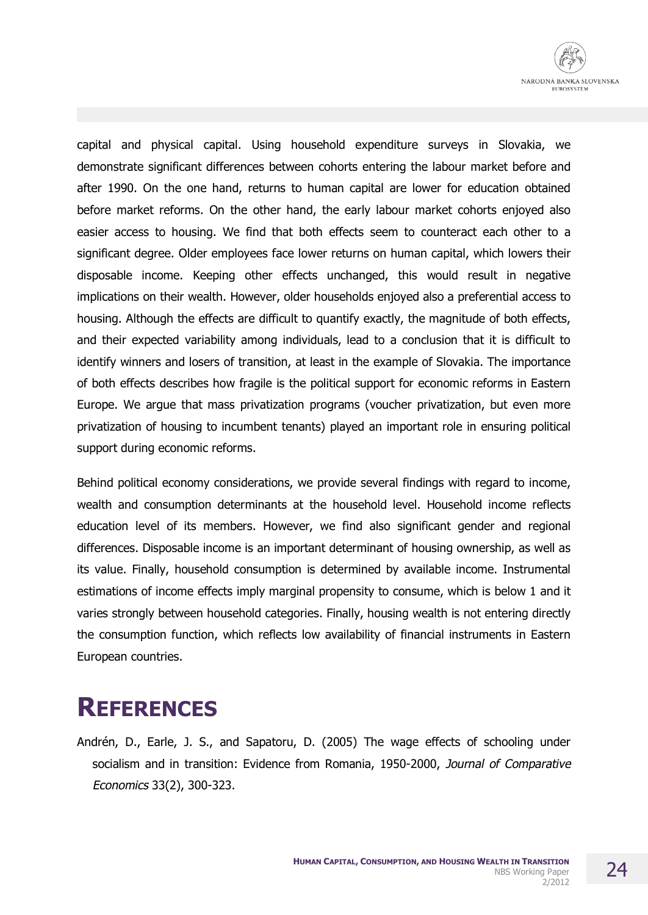capital and physical capital. Using household expenditure surveys in Slovakia, we demonstrate significant differences between cohorts entering the labour market before and after 1990. On the one hand, returns to human capital are lower for education obtained before market reforms. On the other hand, the early labour market cohorts enjoyed also easier access to housing. We find that both effects seem to counteract each other to a significant degree. Older employees face lower returns on human capital, which lowers their disposable income. Keeping other effects unchanged, this would result in negative implications on their wealth. However, older households enjoyed also a preferential access to housing. Although the effects are difficult to quantify exactly, the magnitude of both effects, and their expected variability among individuals, lead to a conclusion that it is difficult to identify winners and losers of transition, at least in the example of Slovakia. The importance of both effects describes how fragile is the political support for economic reforms in Eastern Europe. We argue that mass privatization programs (voucher privatization, but even more privatization of housing to incumbent tenants) played an important role in ensuring political support during economic reforms.

Behind political economy considerations, we provide several findings with regard to income, wealth and consumption determinants at the household level. Household income reflects education level of its members. However, we find also significant gender and regional differences. Disposable income is an important determinant of housing ownership, as well as its value. Finally, household consumption is determined by available income. Instrumental estimations of income effects imply marginal propensity to consume, which is below 1 and it varies strongly between household categories. Finally, housing wealth is not entering directly the consumption function, which reflects low availability of financial instruments in Eastern European countries.

# References

Andrén, D., Earle, J. S., and Sapatoru, D. (2005) The wage effects of schooling under socialism and in transition: Evidence from Romania, 1950-2000, *Journal of Comparative Economics* 33(2), 300-323.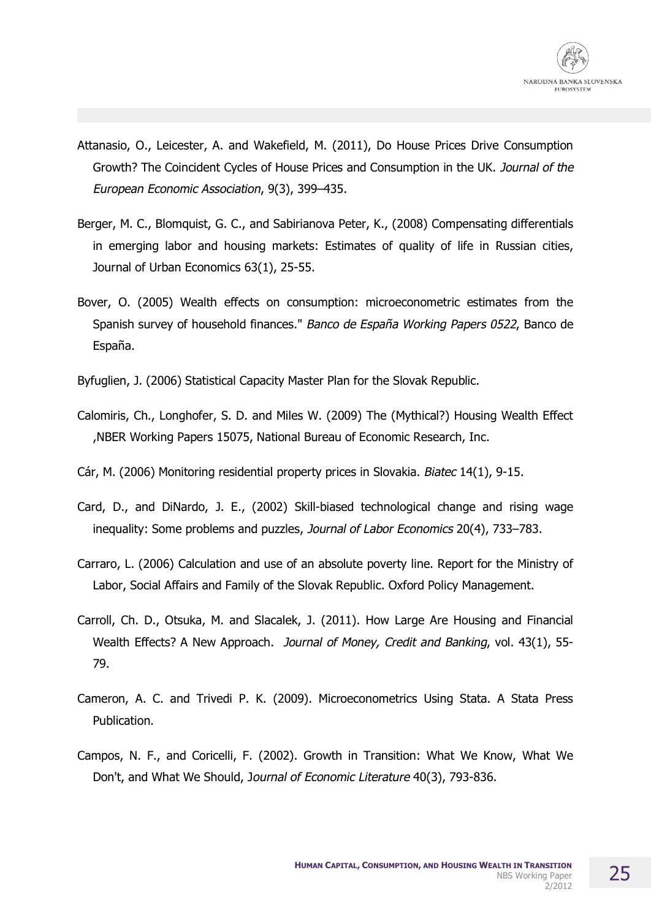Attanasio, O., Leicester, A. and Wakefield, M. (2011), Do House Prices Drive Consumption Growth? The Coincident Cycles of House Prices and Consumption in the UK. *Journal of the European Economic Association*, 9(3), 399–435.

Berger, M. C., Blomquist, G. C., and Sabirianova Peter, K., (2008) Compensating differentials in emerging labor and housing markets: Estimates of quality of life in Russian cities, Journal of Urban Economics 63(1), 25-55.

Bover, O. (2005) Wealth effects on consumption: microeconometric estimates from the Spanish survey of household finances." *Banco de España Working Papers 0522*, Banco de España.

Byfuglien, J. (2006) Statistical Capacity Master Plan for the Slovak Republic.

Calomiris, Ch., Longhofer, S. D. and Miles W. (2009) The (Mythical?) Housing Wealth Effect ,NBER Working Papers 15075, National Bureau of Economic Research, Inc.

Cár, M. (2006) Monitoring residential property prices in Slovakia. *Biatec* 14(1), 9-15.

Card, D., and DiNardo, J. E., (2002) Skill-biased technological change and rising wage inequality: Some problems and puzzles, *Journal of Labor Economics* 20(4), 733–783.

Carraro, L. (2006) Calculation and use of an absolute poverty line. Report for the Ministry of Labor, Social Affairs and Family of the Slovak Republic. Oxford Policy Management.

Carroll, Ch. D., Otsuka, M. and Slacalek, J. (2011). How Large Are Housing and Financial Wealth Effects? A New Approach. *Journal of Money, Credit and Banking*, vol. 43(1), 55-79.

Cameron, A. C. and Trivedi P. K. (2009). Microeconometrics Using Stata. A Stata Press Publication.

Campos, N. F., and Coricelli, F. (2002). Growth in Transition: What We Know, What We Don't, and What We Should, J*ournal of Economic Literature* 40(3), 793-836.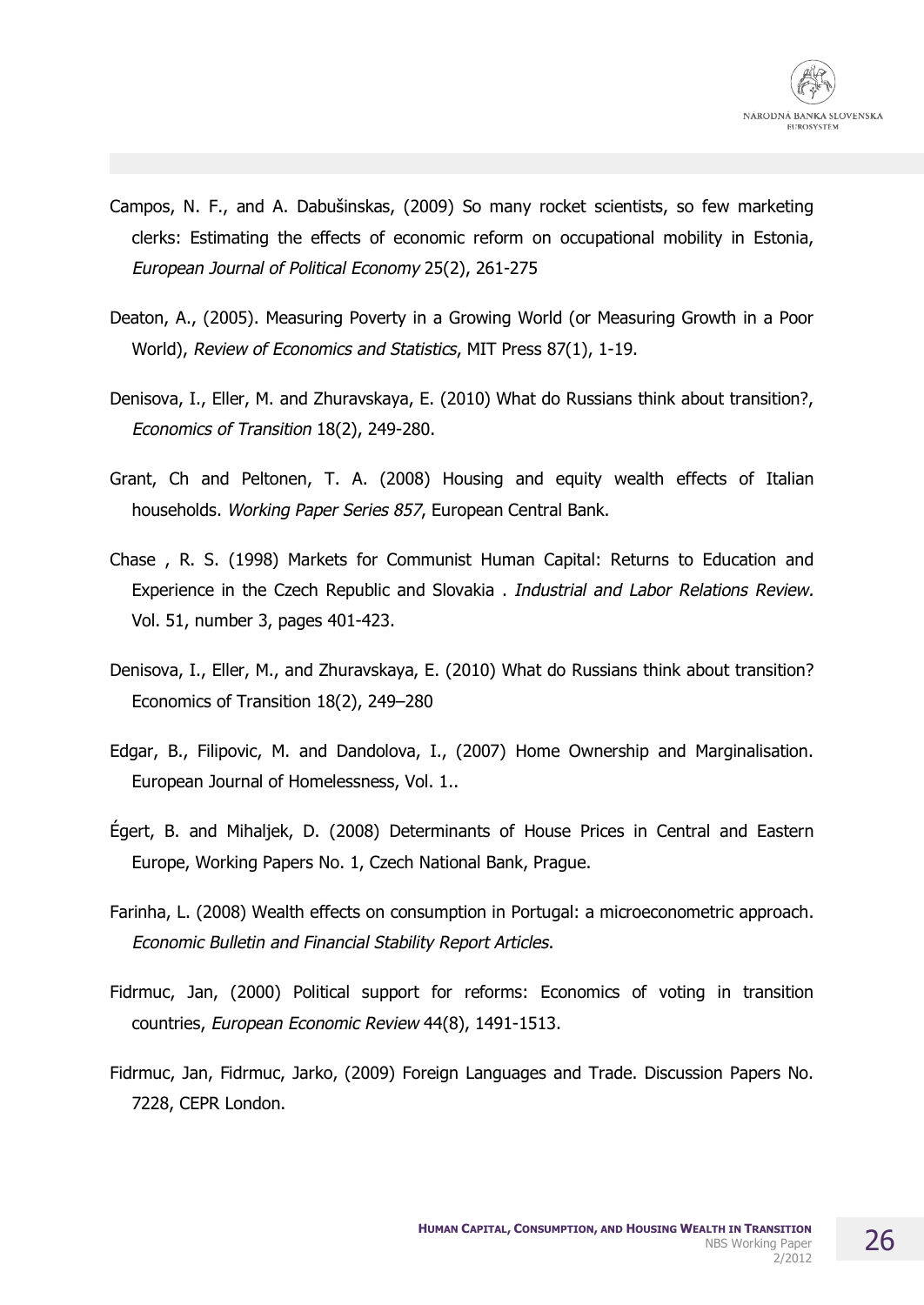Campos, N. F., and A. Dabušinskas, (2009) So many rocket scientists, so few marketing clerks: Estimating the effects of economic reform on occupational mobility in Estonia, *European Journal of Political Economy* 25(2), 261-275

Deaton, A., (2005). Measuring Poverty in a Growing World (or Measuring Growth in a Poor World), *Review of Economics and Statistics*, MIT Press 87(1), 1-19.

Denisova, I., Eller, M. and Zhuravskaya, E. (2010) What do Russians think about transition?, *Economics of Transition* 18(2), 249-280.

Grant, Ch and Peltonen, T. A. (2008) Housing and equity wealth effects of Italian households. *Working Paper Series 857*, European Central Bank.

Chase , R. S. (1998) Markets for Communist Human Capital: Returns to Education and Experience in the Czech Republic and Slovakia . *Industrial and Labor Relations Review.* Vol. 51, number 3, pages 401-423.

Denisova, I., Eller, M., and Zhuravskaya, E. (2010) What do Russians think about transition? Economics of Transition 18(2), 249–280

Edgar, B., Filipovic, M. and Dandolova, I., (2007) Home Ownership and Marginalisation. European Journal of Homelessness, Vol. 1..

Égert, B. and Mihaljek, D. (2008) Determinants of House Prices in Central and Eastern Europe, Working Papers No. 1, Czech National Bank, Prague.

Farinha, L. (2008) Wealth effects on consumption in Portugal: a microeconometric approach. *Economic Bulletin and Financial Stability Report Articles*.

Fidrmuc, Jan, (2000) Political support for reforms: Economics of voting in transition countries, *European Economic Review* 44(8), 1491-1513.

Fidrmuc, Jan, Fidrmuc, Jarko, (2009) Foreign Languages and Trade. Discussion Papers No. 7228, CEPR London.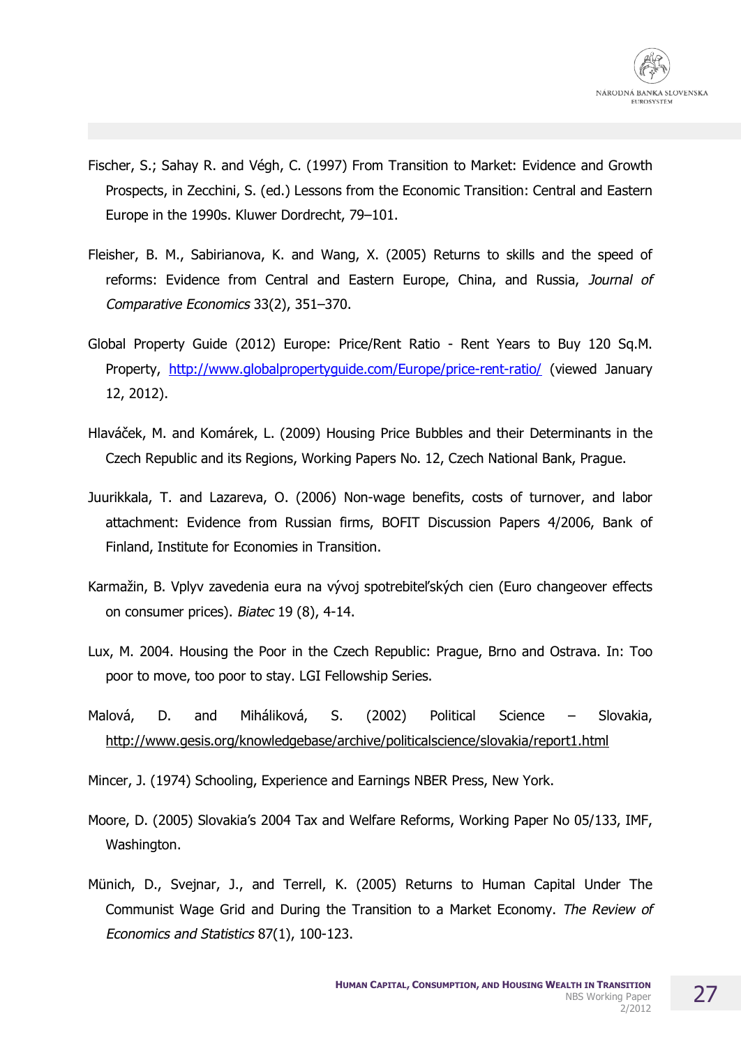Fischer, S.; Sahay R. and Végh, C. (1997) From Transition to Market: Evidence and Growth Prospects, in Zecchini, S. (ed.) Lessons from the Economic Transition: Central and Eastern Europe in the 1990s. Kluwer Dordrecht, 79–101.

Fleisher, B. M., Sabirianova, K. and Wang, X. (2005) Returns to skills and the speed of reforms: Evidence from Central and Eastern Europe, China, and Russia, *Journal of Comparative Economics* 33(2), 351–370.

Global Property Guide (2012) Europe: Price/Rent Ratio - Rent Years to Buy 120 Sq.M. Property, http://www.globalpropertyguide.com/Europe/price-rent-ratio/ (viewed January 12, 2012).

Hlaváček, M. and Komárek, L. (2009) Housing Price Bubbles and their Determinants in the Czech Republic and its Regions, Working Papers No. 12, Czech National Bank, Prague.

Juurikkala, T. and Lazareva, O. (2006) Non-wage benefits, costs of turnover, and labor attachment: Evidence from Russian firms, BOFIT Discussion Papers 4/2006, Bank of Finland, Institute for Economies in Transition.

Karmažin, B. Vplyv zavedenia eura na vývoj spotrebiteľských cien (Euro changeover effects on consumer prices). *Biatec* 19 (8), 4-14.

Lux, M. 2004. Housing the Poor in the Czech Republic: Prague, Brno and Ostrava. In: Too poor to move, too poor to stay. LGI Fellowship Series.

Malová, D. and Miháliková, S. (2002) Political Science – Slovakia, http://www.gesis.org/knowledgebase/archive/politicalscience/slovakia/report1.html

Mincer, J. (1974) Schooling, Experience and Earnings NBER Press, New York.

Moore, D. (2005) Slovakia's 2004 Tax and Welfare Reforms, Working Paper No 05/133, IMF, Washington.

Münich, D., Svejnar, J., and Terrell, K. (2005) Returns to Human Capital Under The Communist Wage Grid and During the Transition to a Market Economy. *The Review of Economics and Statistics* 87(1), 100-123.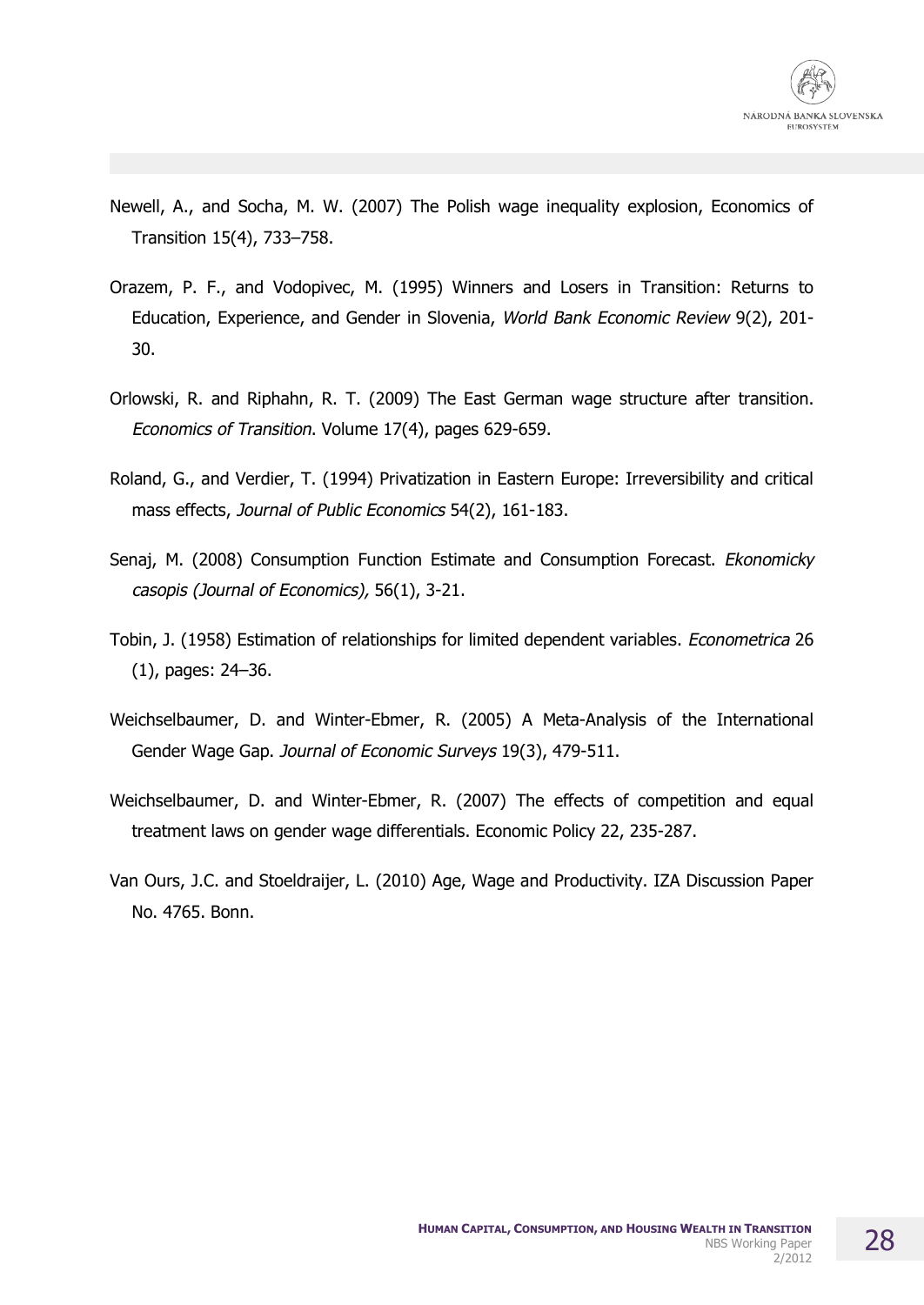Newell, A., and Socha, M. W. (2007) The Polish wage inequality explosion, Economics of Transition 15(4), 733–758.

Orazem, P. F., and Vodopivec, M. (1995) Winners and Losers in Transition: Returns to Education, Experience, and Gender in Slovenia, *World Bank Economic Review* 9(2), 201-30.

Orlowski, R. and Riphahn, R. T. (2009) The East German wage structure after transition. *Economics of Transition*. Volume 17(4), pages 629-659.

Roland, G., and Verdier, T. (1994) Privatization in Eastern Europe: Irreversibility and critical mass effects, *Journal of Public Economics* 54(2), 161-183.

Senaj, M. (2008) Consumption Function Estimate and Consumption Forecast. *Ekonomicky casopis (Journal of Economics),* 56(1), 3-21.

Tobin, J. (1958) Estimation of relationships for limited dependent variables. *Econometrica* 26 (1), pages: 24–36.

Weichselbaumer, D. and Winter-Ebmer, R. (2005) A Meta-Analysis of the International Gender Wage Gap. *Journal of Economic Surveys* 19(3), 479-511.

Weichselbaumer, D. and Winter-Ebmer, R. (2007) The effects of competition and equal treatment laws on gender wage differentials. Economic Policy 22, 235-287.

Van Ours, J.C. and Stoeldraijer, L. (2010) Age, Wage and Productivity. IZA Discussion Paper No. 4765. Bonn.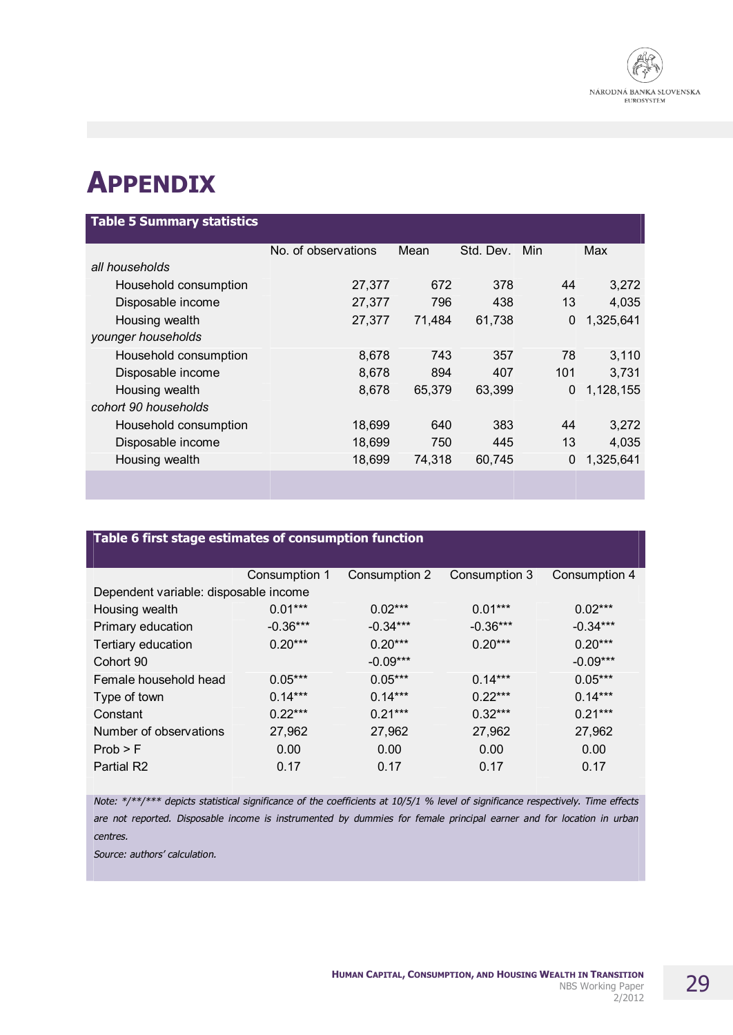# APPENDIX

**Table 5 Summary statistics**

| | No. of observations | Mean | Std. Dev. | Min | Max |
|---|---|---|---|---|---|
| *all households* | | | | | |
| Household consumption | 27,377 | 672 | 378 | 44 | 3,272 |
| Disposable income | 27,377 | 796 | 438 | 13 | 4,035 |
| Housing wealth | 27,377 | 71,484 | 61,738 | 0 | 1,325,641 |
| *younger households* | | | | | |
| Household consumption | 8,678 | 743 | 357 | 78 | 3,110 |
| Disposable income | 8,678 | 894 | 407 | 101 | 3,731 |
| Housing wealth | 8,678 | 65,379 | 63,399 | 0 | 1,128,155 |
| *cohort 90 households* | | | | | |
| Household consumption | 18,699 | 640 | 383 | 44 | 3,272 |
| Disposable income | 18,699 | 750 | 445 | 13 | 4,035 |
| Housing wealth | 18,699 | 74,318 | 60,745 | 0 | 1,325,641 |

**Table 6 first stage estimates of consumption function**

| | Consumption 1 | Consumption 2 | Consumption 3 | Consumption 4 |
|---|---|---|---|---|
| Dependent variable: disposable income | | | | |
| Housing wealth | 0.01*** | 0.02*** | 0.01*** | 0.02*** |
| Primary education | -0.36*** | -0.34*** | -0.36*** | -0.34*** |
| Tertiary education | 0.20*** | 0.20*** | 0.20*** | 0.20*** |
| Cohort 90 | | -0.09*** | | -0.09*** |
| Female household head | 0.05*** | 0.05*** | 0.14*** | 0.05*** |
| Type of town | 0.14*** | 0.14*** | 0.22*** | 0.14*** |
| Constant | 0.22*** | 0.21*** | 0.32*** | 0.21*** |
| Number of observations | 27,962 | 27,962 | 27,962 | 27,962 |
| Prob > F | 0.00 | 0.00 | 0.00 | 0.00 |
| Partial R2 | 0.17 | 0.17 | 0.17 | 0.17 |

*Note: */**/*** depicts statistical significance of the coefficients at 10/5/1 % level of significance respectively. Time effects are not reported. Disposable income is instrumented by dummies for female principal earner and for location in urban centres.*

*Source: authors' calculation.*